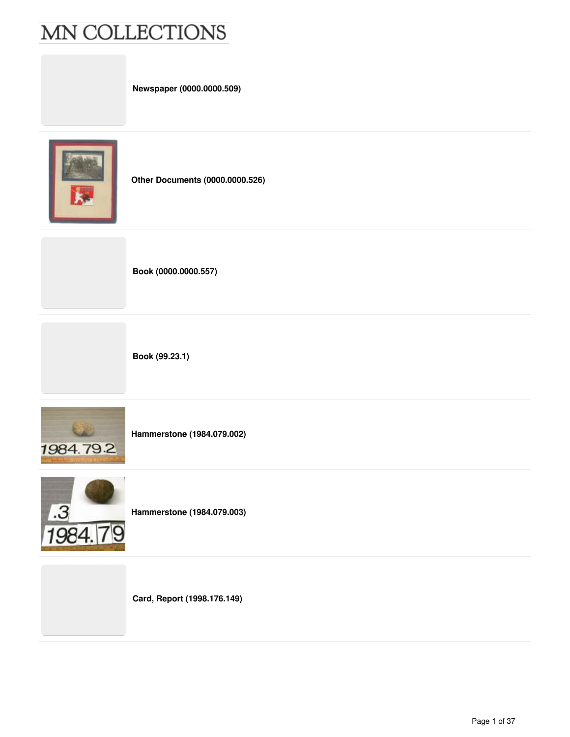# MN COLLECTIONS

**Newspaper (0000.0000.509)**

**Other Documents (0000.0000.526)**

**Book (0000.0000.557)**

**Book (99.23.1)**

**Hammerstone (1984.079.002)**

**Hammerstone (1984.079.003)**

**Card, Report (1998.176.149)**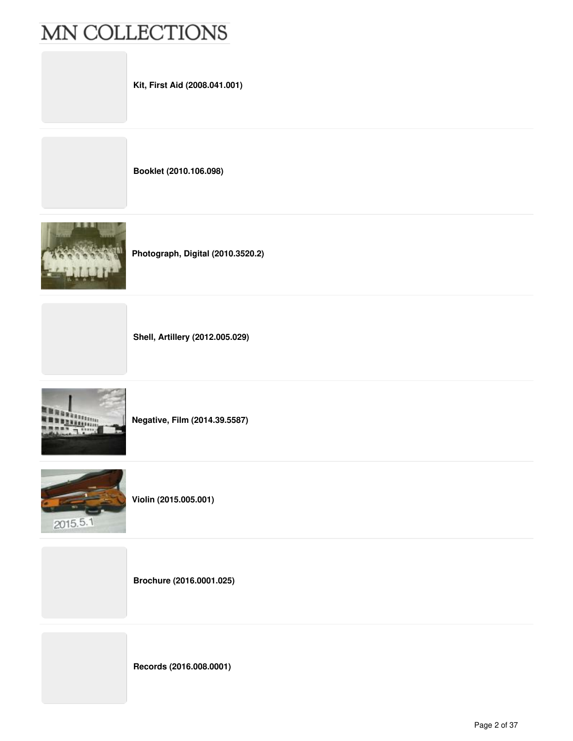Kit, First Aid (2008.041.001)

Booklet (2010.106.098)

Photograph, Digital (2010.3520.2)

Shell, Artillery (2012.005.029)

Negative, Film (2014.39.5587)

Violin (2015.005.001)

Brochure (2016.0001.025)

Records (2016.008.0001)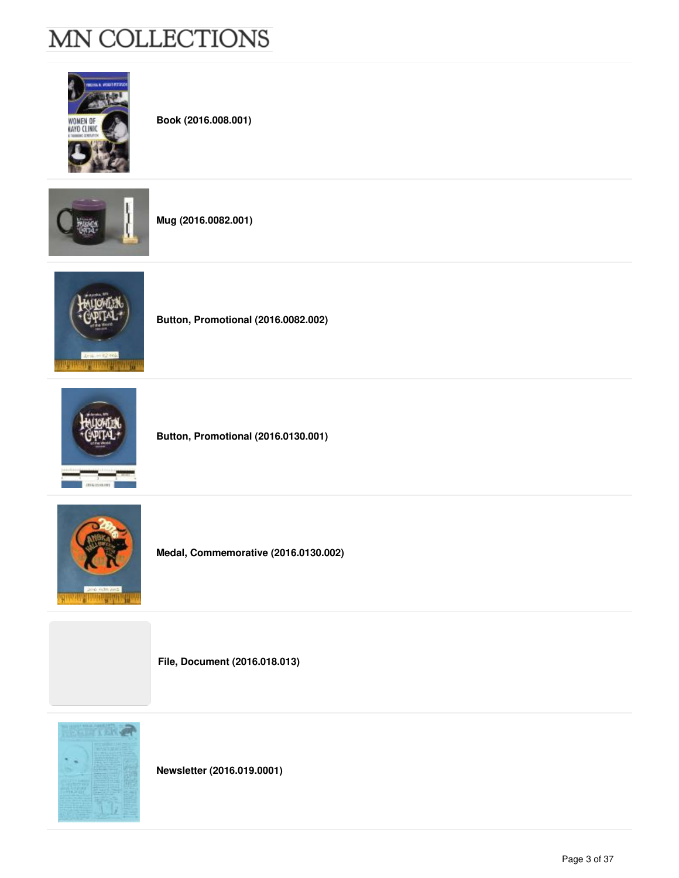Book (2016.008.001)

Mug (2016.0082.001)

Button, Promotional (2016.0082.002)

Button, Promotional (2016.0130.001)

Medal, Commemorative (2016.0130.002)

File, Document (2016.018.013)

Newsletter (2016.019.0001)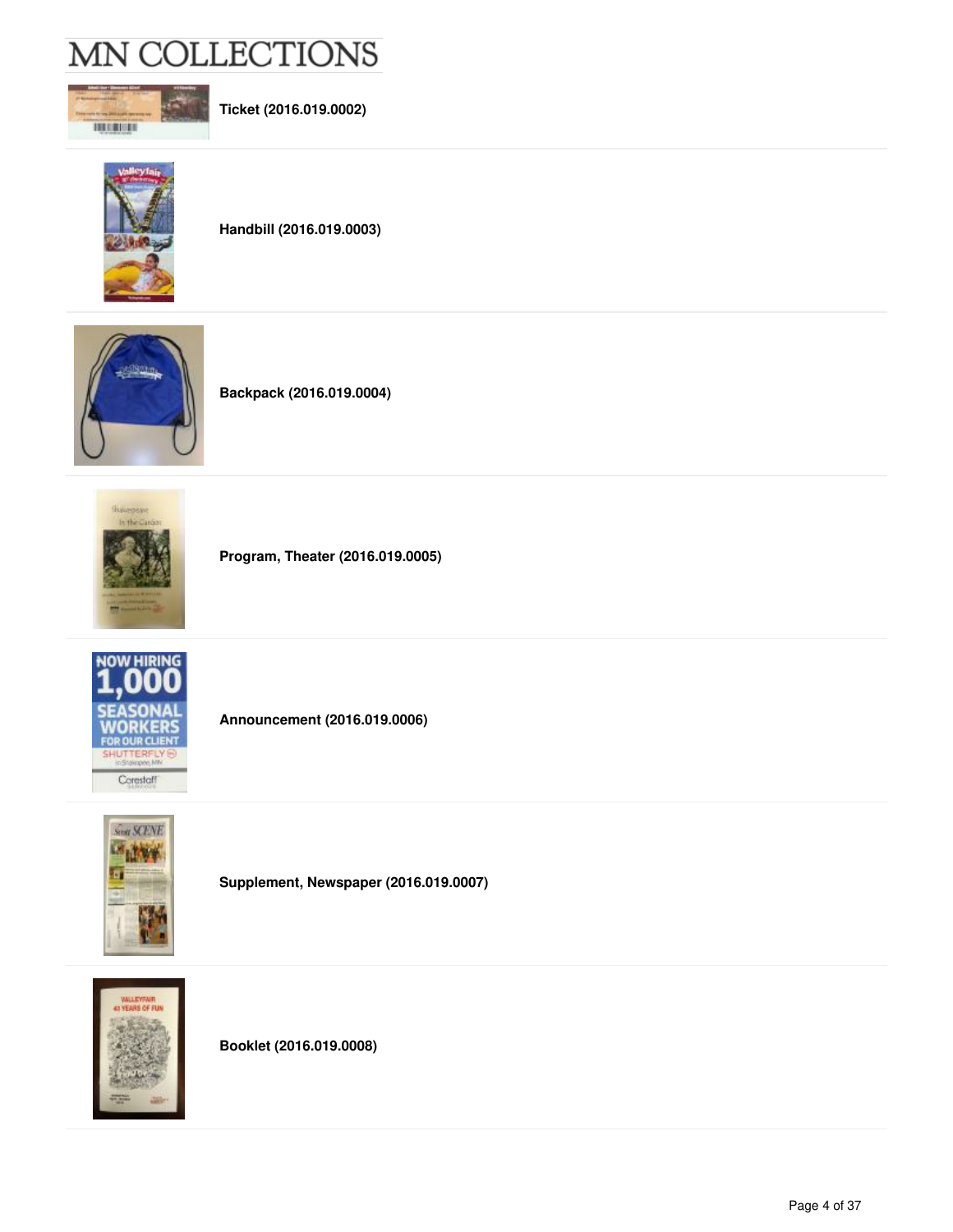# MN COLLECTIONS

**Ticket (2016.019.0002)**

---

**Handbill (2016.019.0003)**

---

**Backpack (2016.019.0004)**

---

**Program, Theater (2016.019.0005)**

---

**Announcement (2016.019.0006)**

---

**Supplement, Newspaper (2016.019.0007)**

---

**Booklet (2016.019.0008)**

---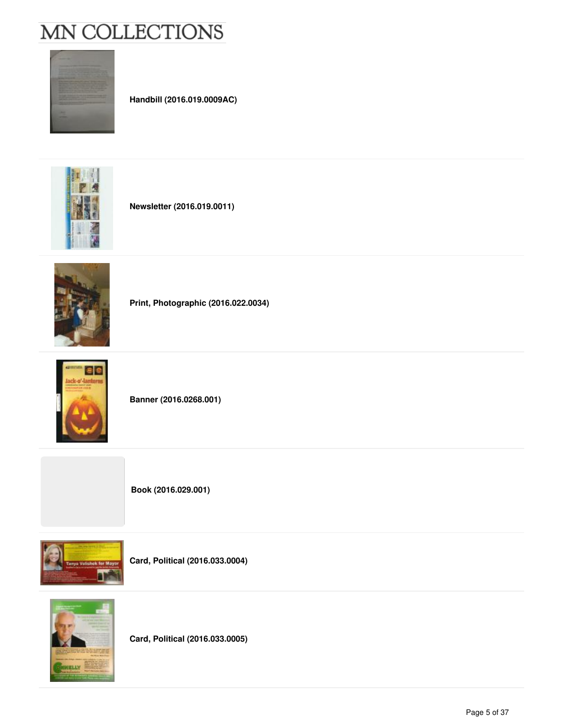**Handbill (2016.019.0009AC)**

**Newsletter (2016.019.0011)**

**Print, Photographic (2016.022.0034)**

**Banner (2016.0268.001)**

**Book (2016.029.001)**

**Card, Political (2016.033.0004)**

**Card, Political (2016.033.0005)**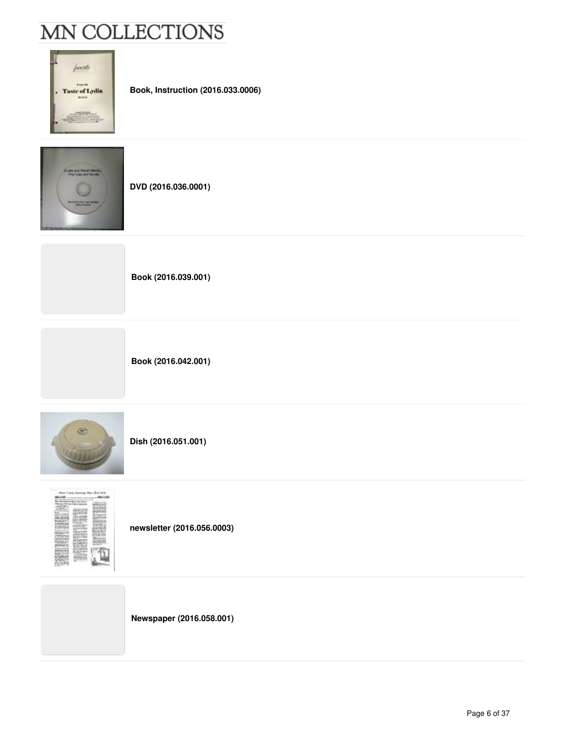**Book, Instruction (2016.033.0006)**

**DVD (2016.036.0001)**

**Book (2016.039.001)**

**Book (2016.042.001)**

**Dish (2016.051.001)**

**newsletter (2016.056.0003)**

**Newspaper (2016.058.001)**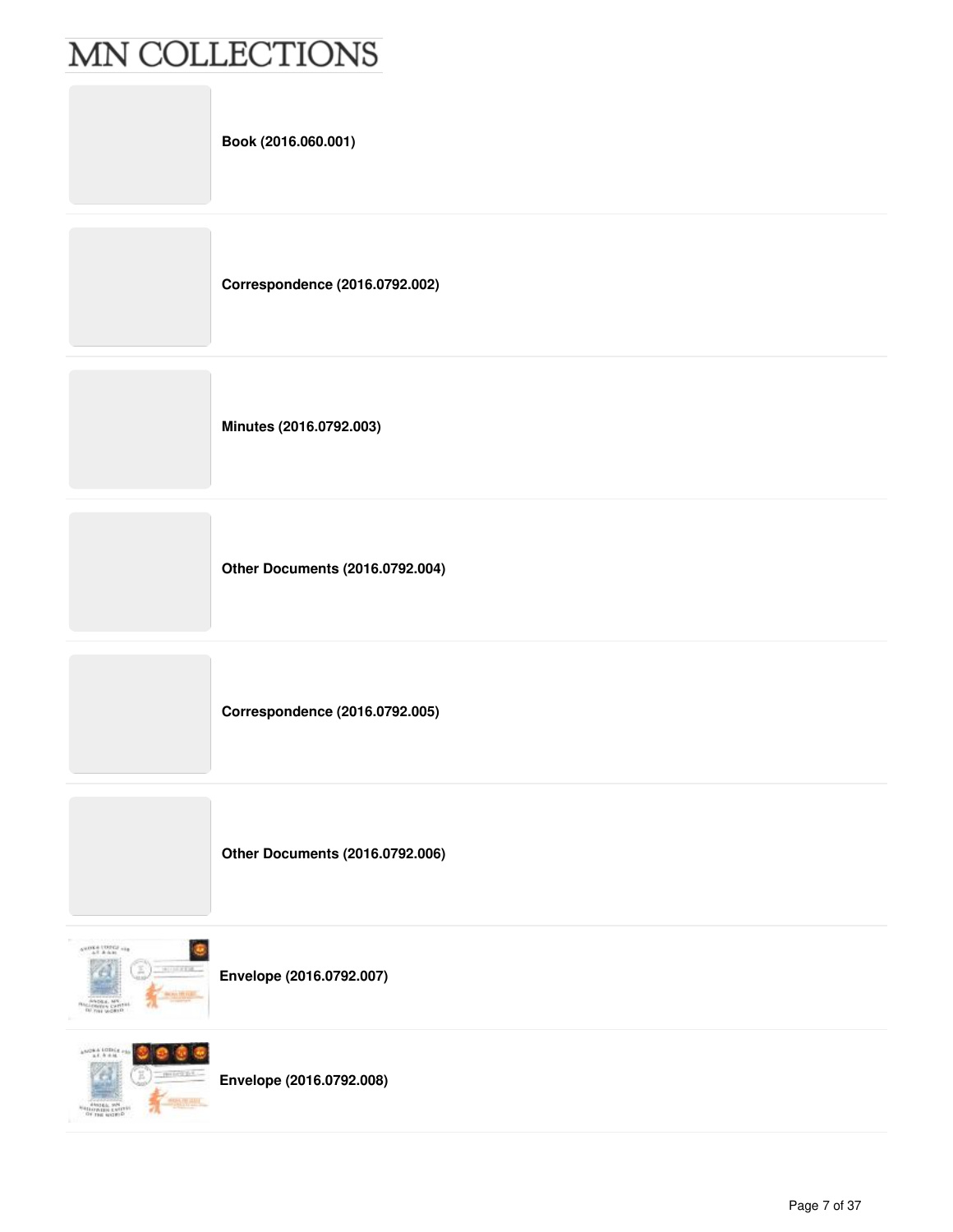**Book (2016.060.001)**

**Correspondence (2016.0792.002)**

**Minutes (2016.0792.003)**

**Other Documents (2016.0792.004)**

**Correspondence (2016.0792.005)**

**Other Documents (2016.0792.006)**

**Envelope (2016.0792.007)**

**Envelope (2016.0792.008)**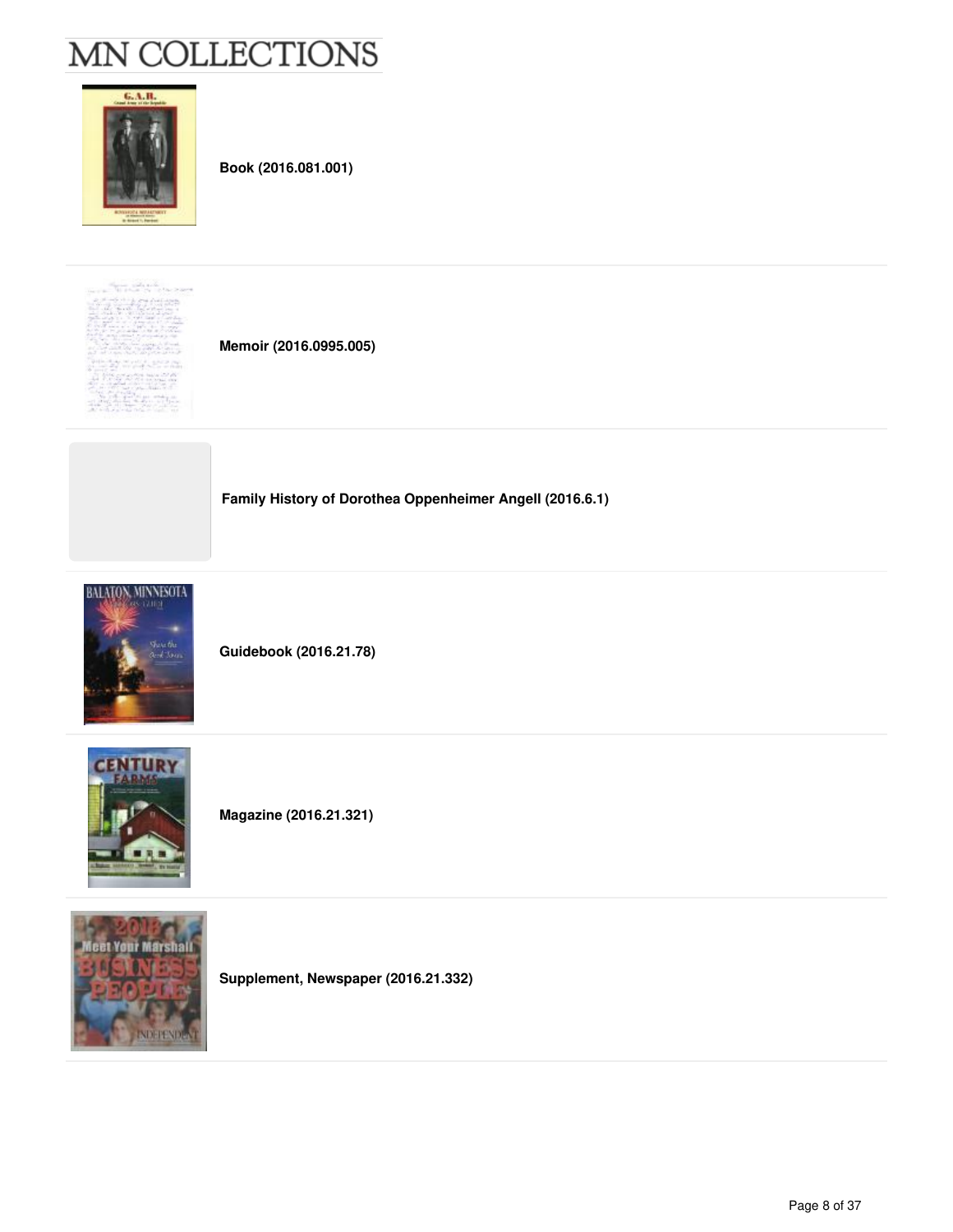**Book (2016.081.001)**

**Memoir (2016.0995.005)**

**Family History of Dorothea Oppenheimer Angell (2016.6.1)**

**Guidebook (2016.21.78)**

**Magazine (2016.21.321)**

**Supplement, Newspaper (2016.21.332)**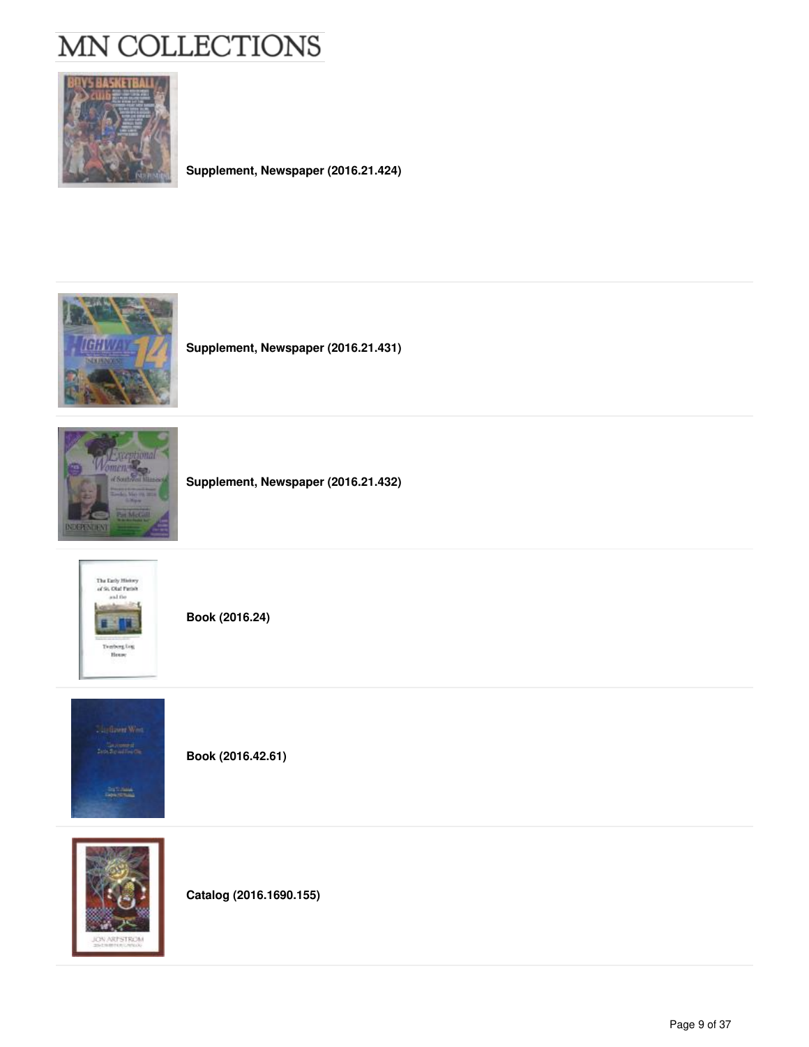**Supplement, Newspaper (2016.21.424)**

**Supplement, Newspaper (2016.21.431)**

**Supplement, Newspaper (2016.21.432)**

**Book (2016.24)**

**Book (2016.42.61)**

**Catalog (2016.1690.155)**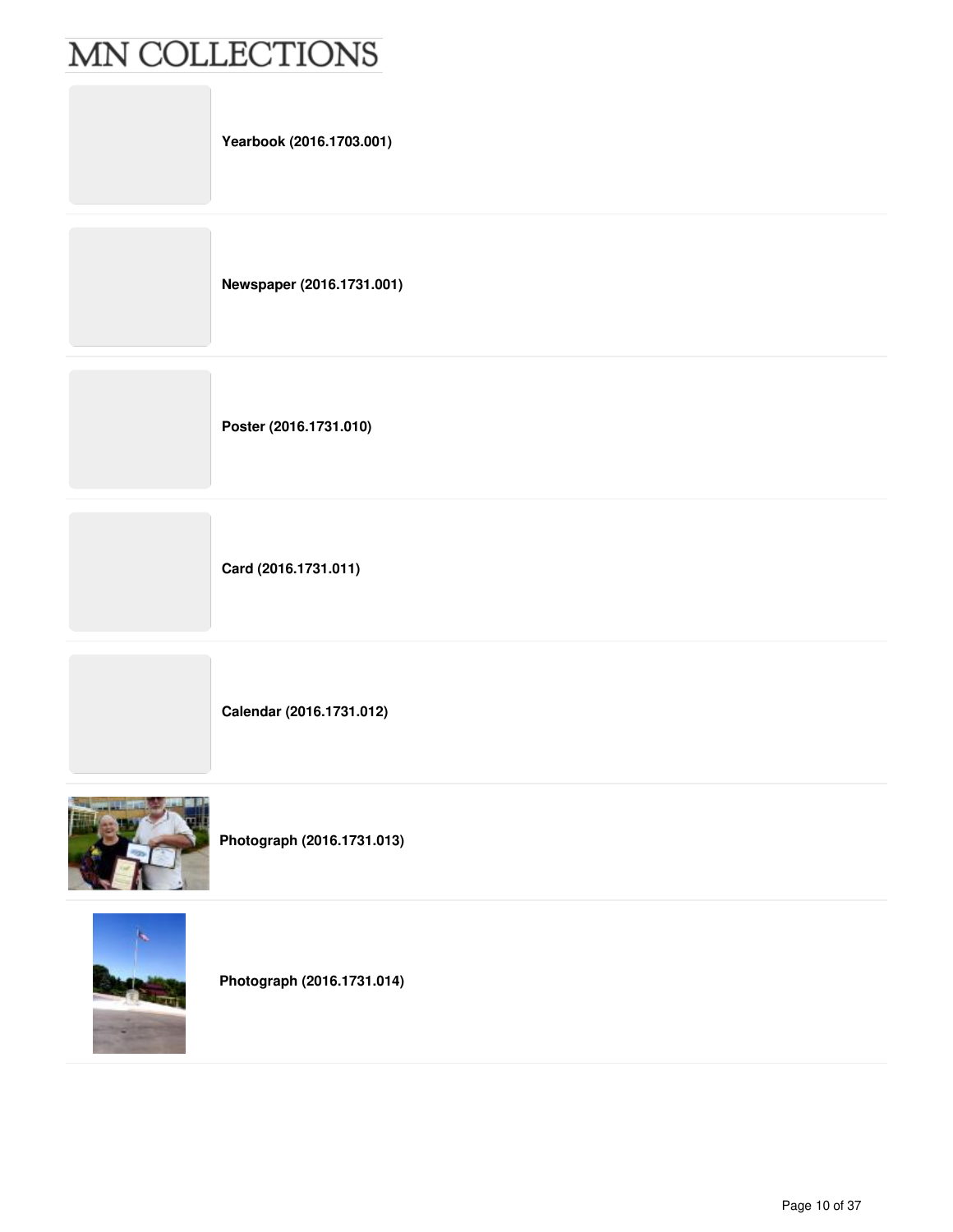**Yearbook (2016.1703.001)**

**Newspaper (2016.1731.001)**

**Poster (2016.1731.010)**

**Card (2016.1731.011)**

**Calendar (2016.1731.012)**

**Photograph (2016.1731.013)**

**Photograph (2016.1731.014)**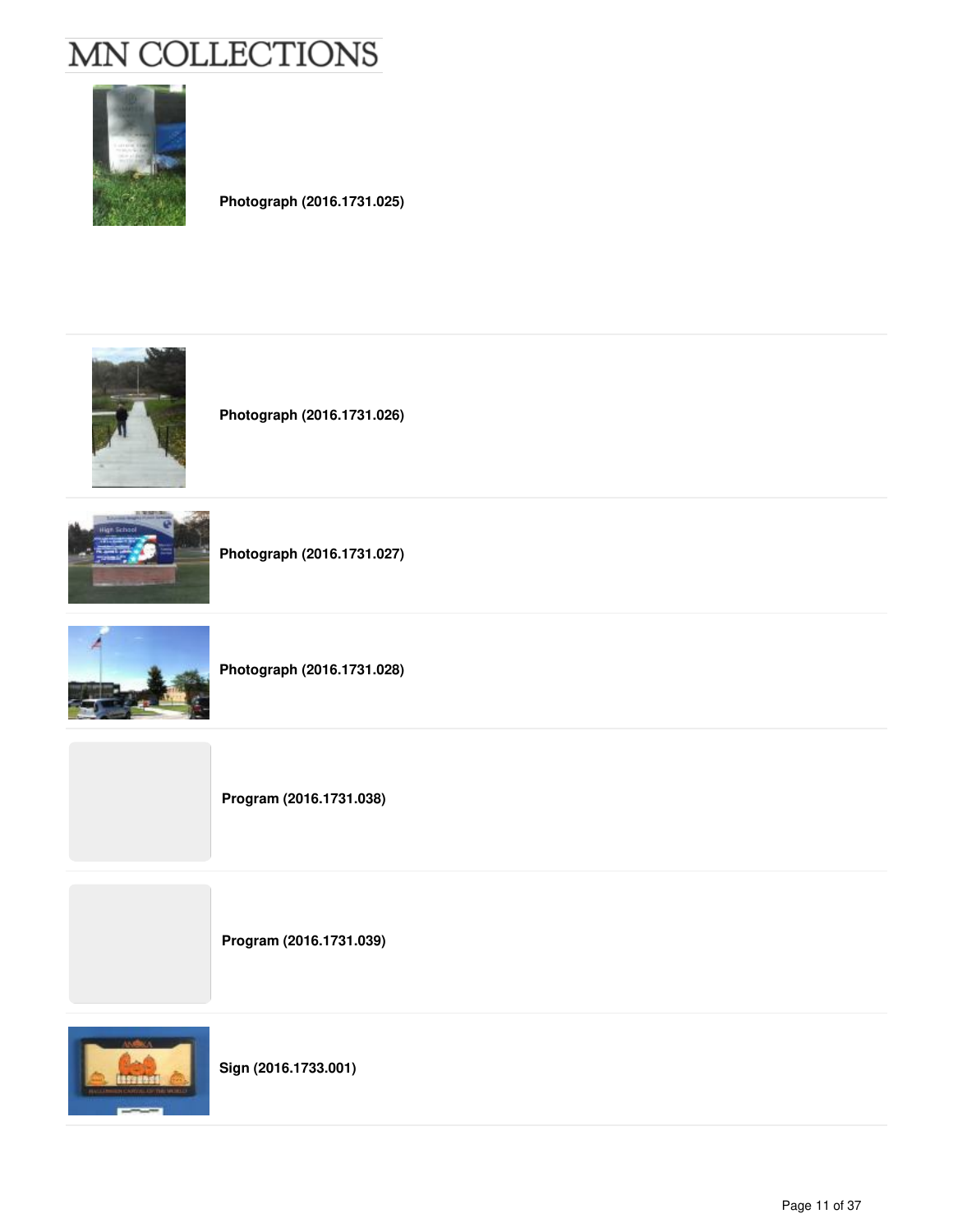**Photograph (2016.1731.025)**

**Photograph (2016.1731.026)**

**Photograph (2016.1731.027)**

**Photograph (2016.1731.028)**

**Program (2016.1731.038)**

**Program (2016.1731.039)**

**Sign (2016.1733.001)**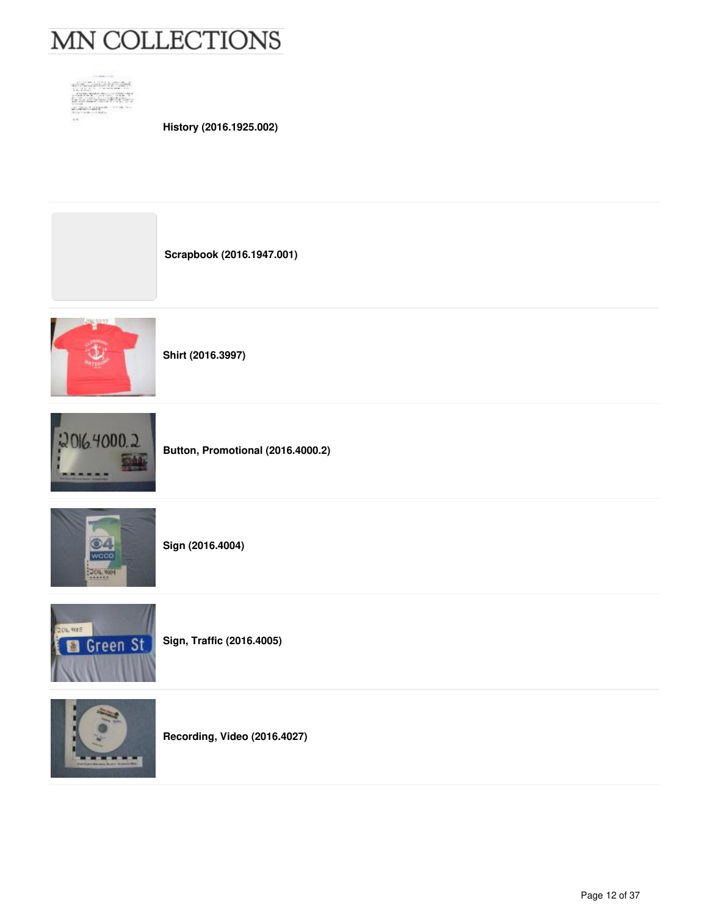History (2016.1925.002)

Scrapbook (2016.1947.001)

Shirt (2016.3997)

Button, Promotional (2016.4000.2)

Sign (2016.4004)

Sign, Traffic (2016.4005)

Recording, Video (2016.4027)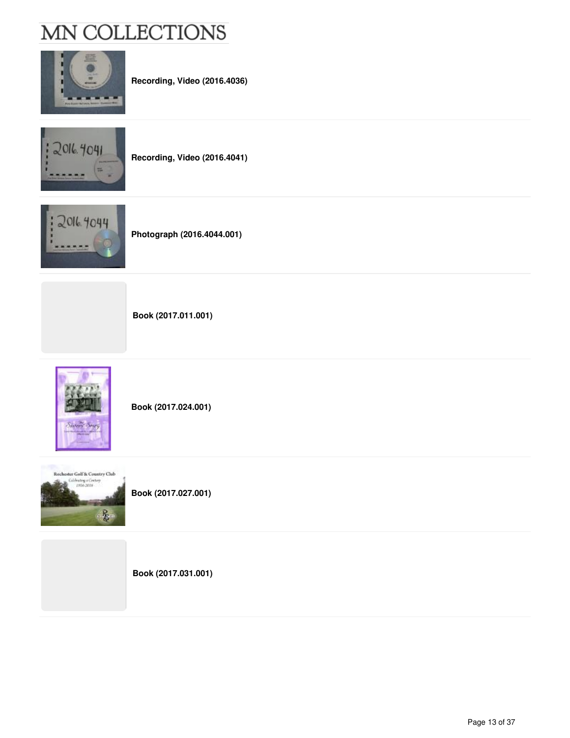Recording, Video (2016.4036)

Recording, Video (2016.4041)

Photograph (2016.4044.001)

Book (2017.011.001)

Book (2017.024.001)

Book (2017.027.001)

Book (2017.031.001)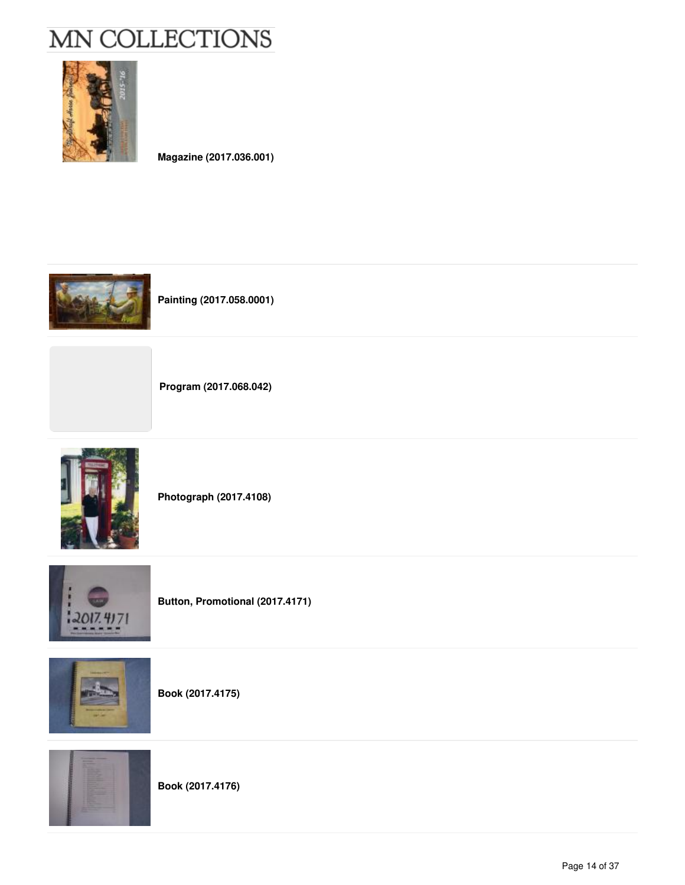Magazine (2017.036.001)

Painting (2017.058.0001)

Program (2017.068.042)

Photograph (2017.4108)

Button, Promotional (2017.4171)

Book (2017.4175)

Book (2017.4176)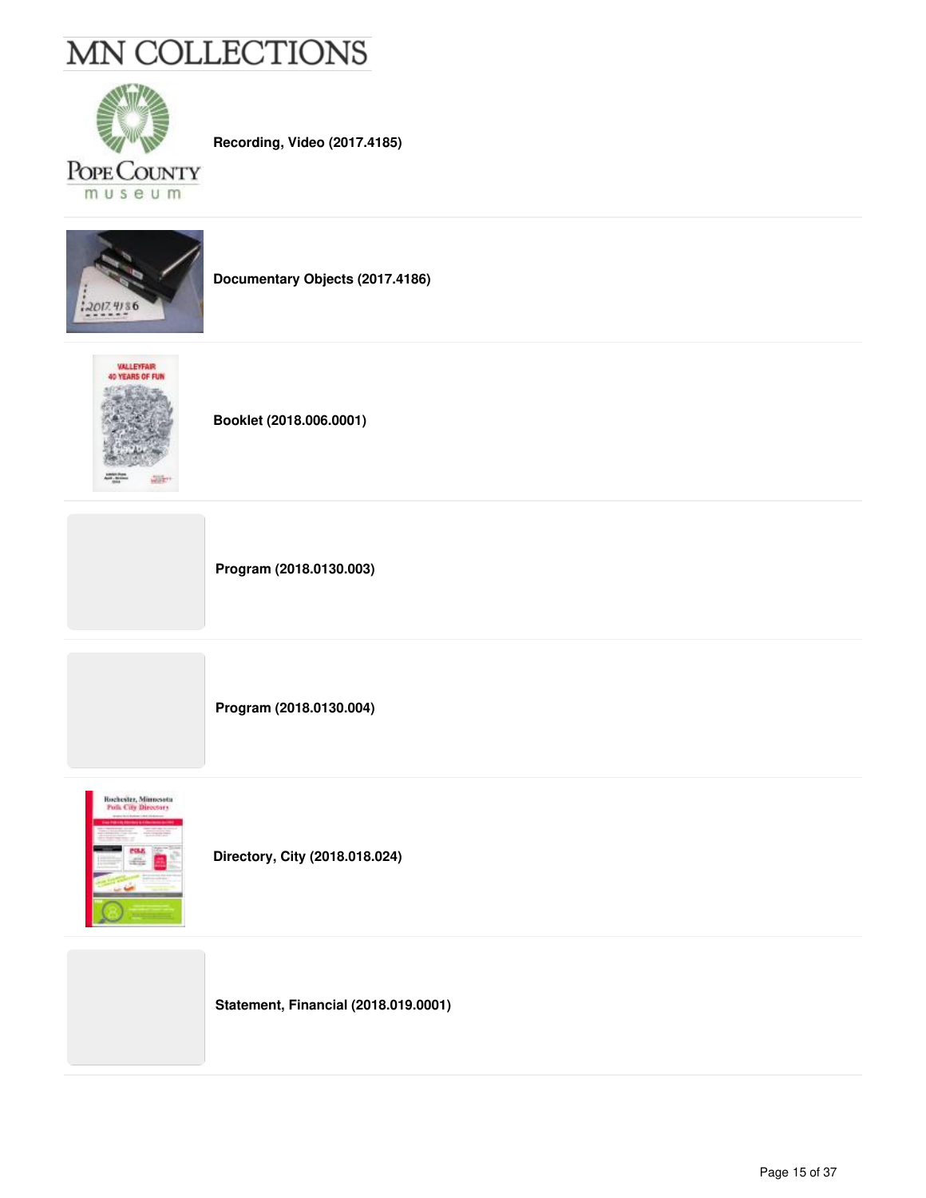**Recording, Video (2017.4185)**

**Documentary Objects (2017.4186)**

**Booklet (2018.006.0001)**

**Program (2018.0130.003)**

**Program (2018.0130.004)**

**Directory, City (2018.018.024)**

**Statement, Financial (2018.019.0001)**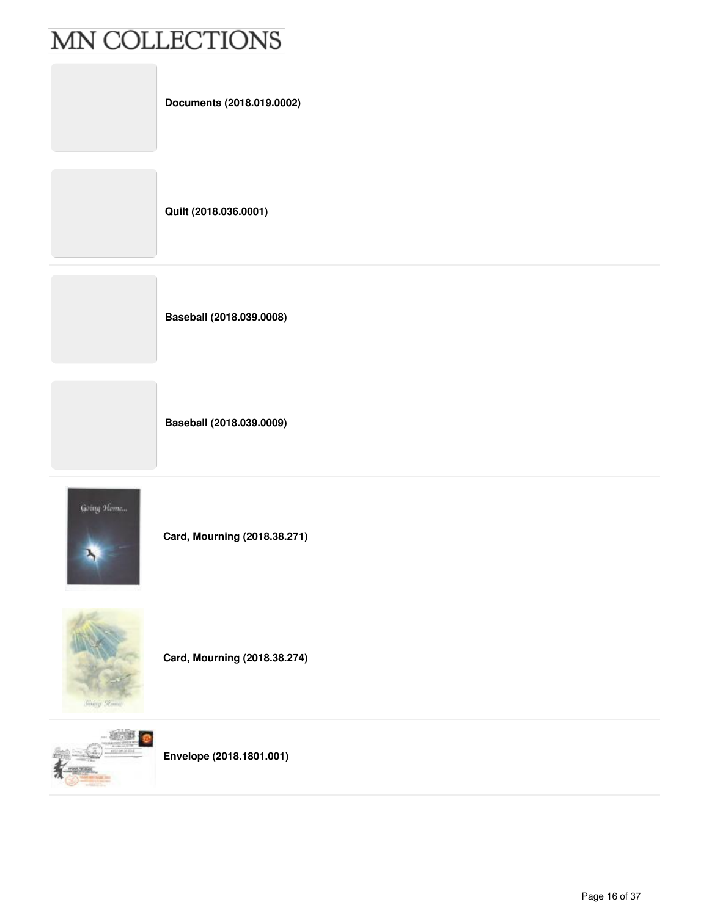# MN COLLECTIONS

**Documents (2018.019.0002)**

**Quilt (2018.036.0001)**

**Baseball (2018.039.0008)**

**Baseball (2018.039.0009)**

**Card, Mourning (2018.38.271)**

**Card, Mourning (2018.38.274)**

**Envelope (2018.1801.001)**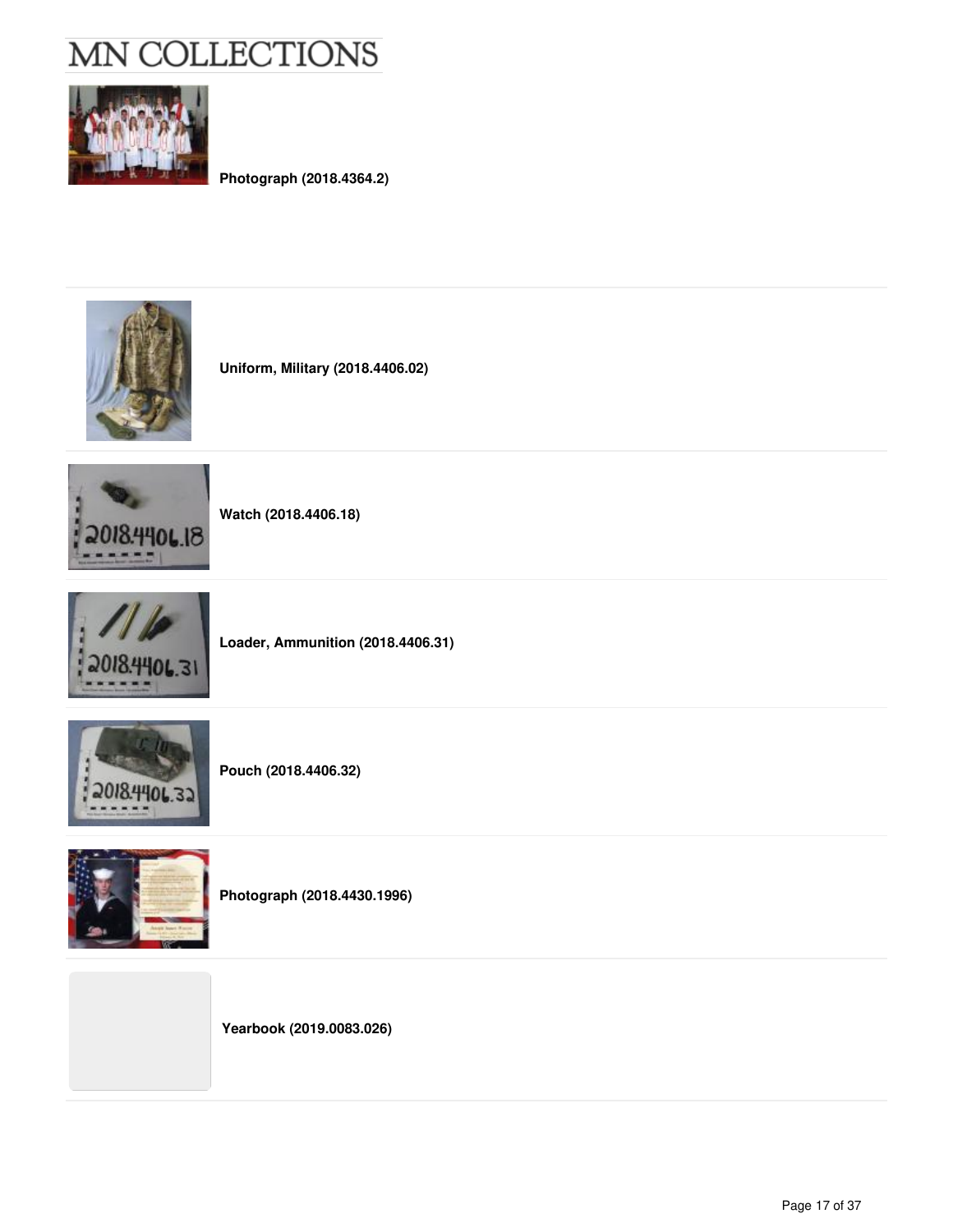**Photograph (2018.4364.2)**

**Uniform, Military (2018.4406.02)**

**Watch (2018.4406.18)**

**Loader, Ammunition (2018.4406.31)**

**Pouch (2018.4406.32)**

**Photograph (2018.4430.1996)**

**Yearbook (2019.0083.026)**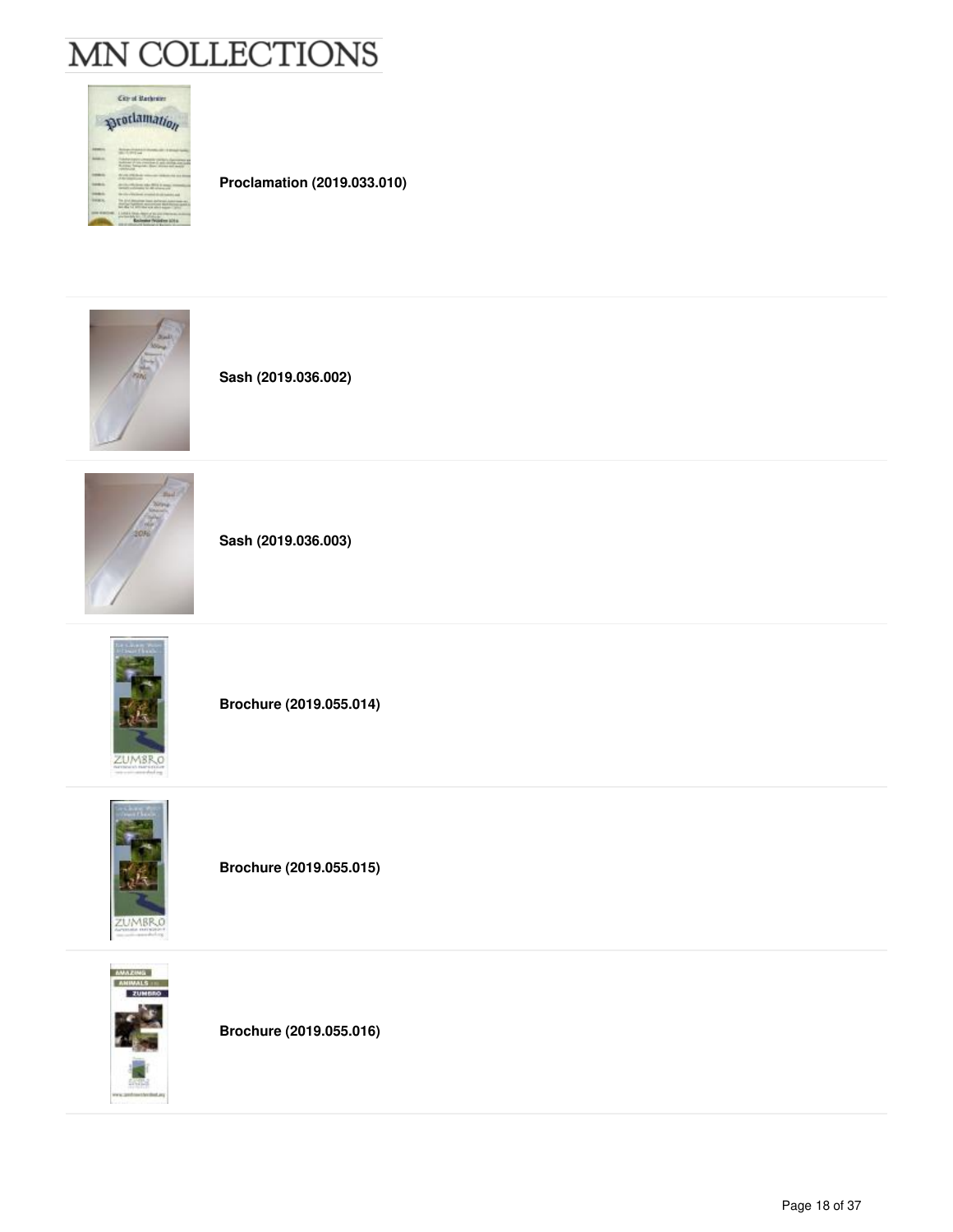**Proclamation (2019.033.010)**

**Sash (2019.036.002)**

**Sash (2019.036.003)**

**Brochure (2019.055.014)**

**Brochure (2019.055.015)**

**Brochure (2019.055.016)**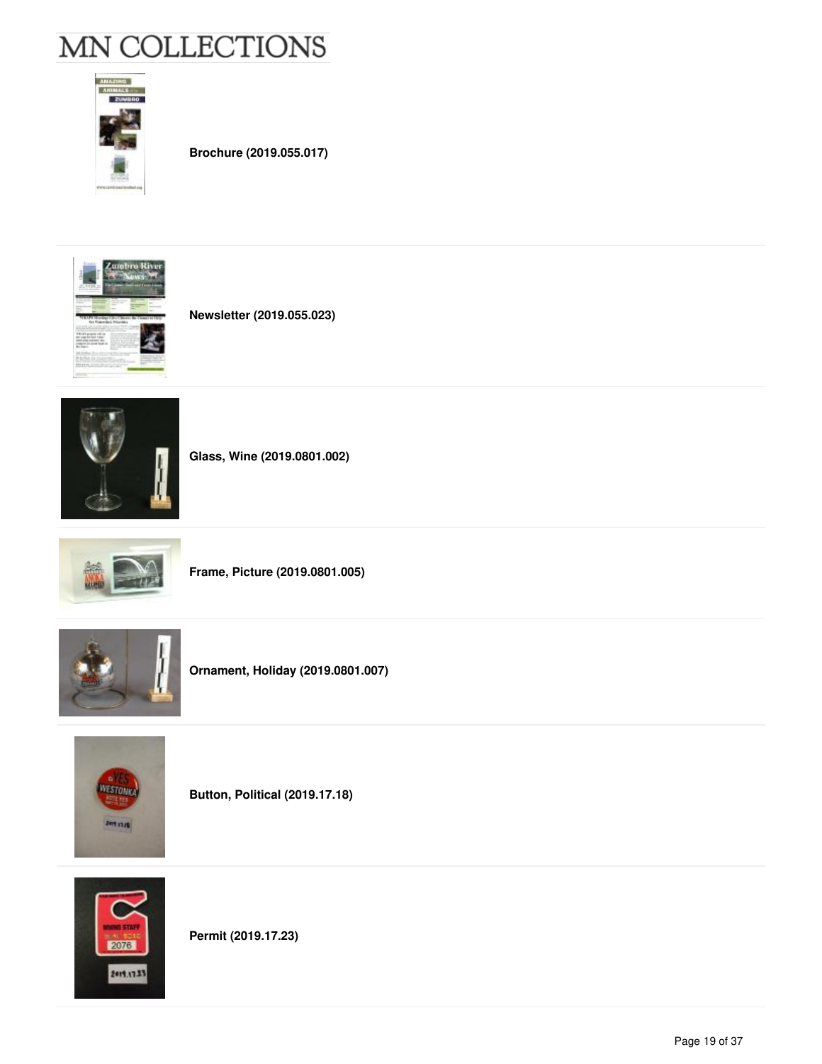# MN COLLECTIONS

**Brochure (2019.055.017)**

**Newsletter (2019.055.023)**

**Glass, Wine (2019.0801.002)**

**Frame, Picture (2019.0801.005)**

**Ornament, Holiday (2019.0801.007)**

**Button, Political (2019.17.18)**

**Permit (2019.17.23)**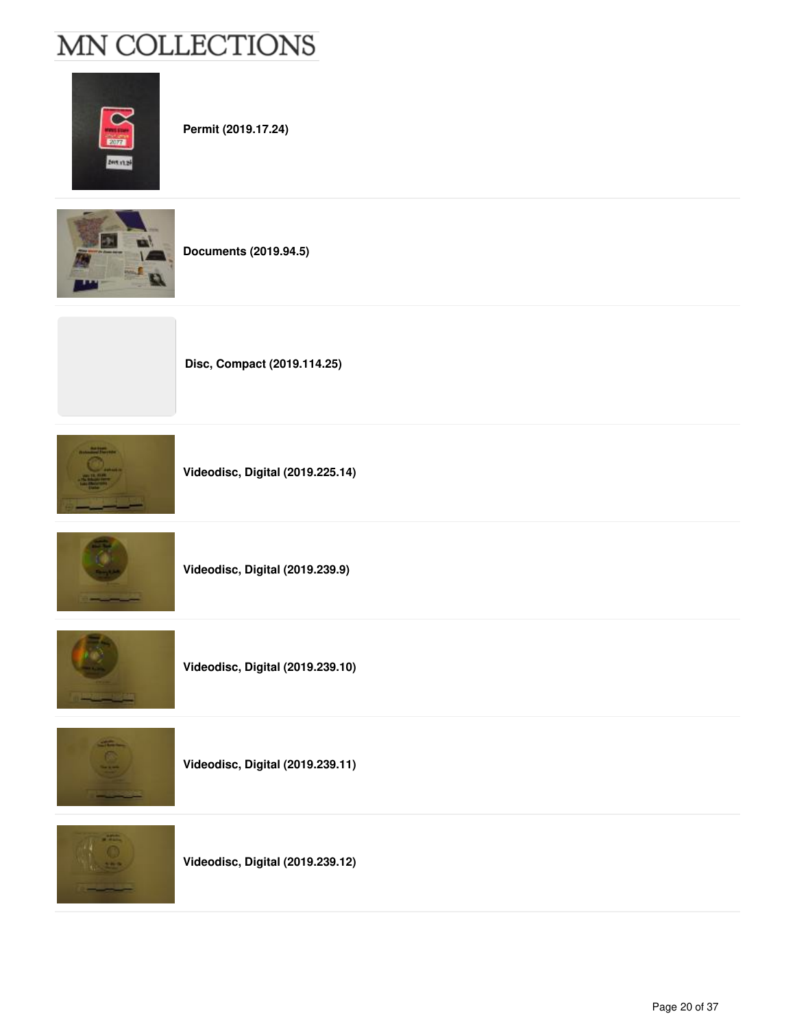**Permit (2019.17.24)**

**Documents (2019.94.5)**

**Disc, Compact (2019.114.25)**

**Videodisc, Digital (2019.225.14)**

**Videodisc, Digital (2019.239.9)**

**Videodisc, Digital (2019.239.10)**

**Videodisc, Digital (2019.239.11)**

**Videodisc, Digital (2019.239.12)**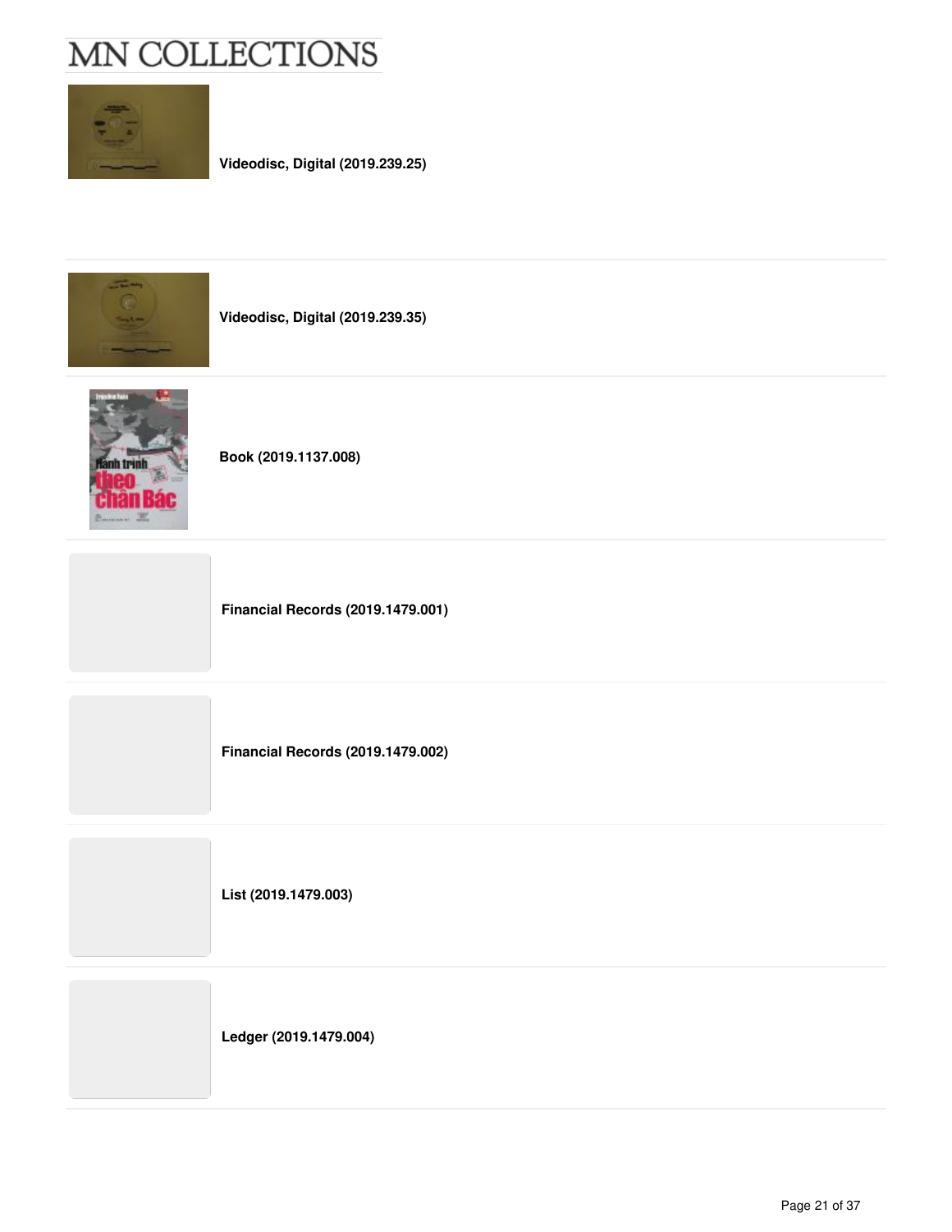**Videodisc, Digital (2019.239.25)**

**Videodisc, Digital (2019.239.35)**

**Book (2019.1137.008)**

**Financial Records (2019.1479.001)**

**Financial Records (2019.1479.002)**

**List (2019.1479.003)**

**Ledger (2019.1479.004)**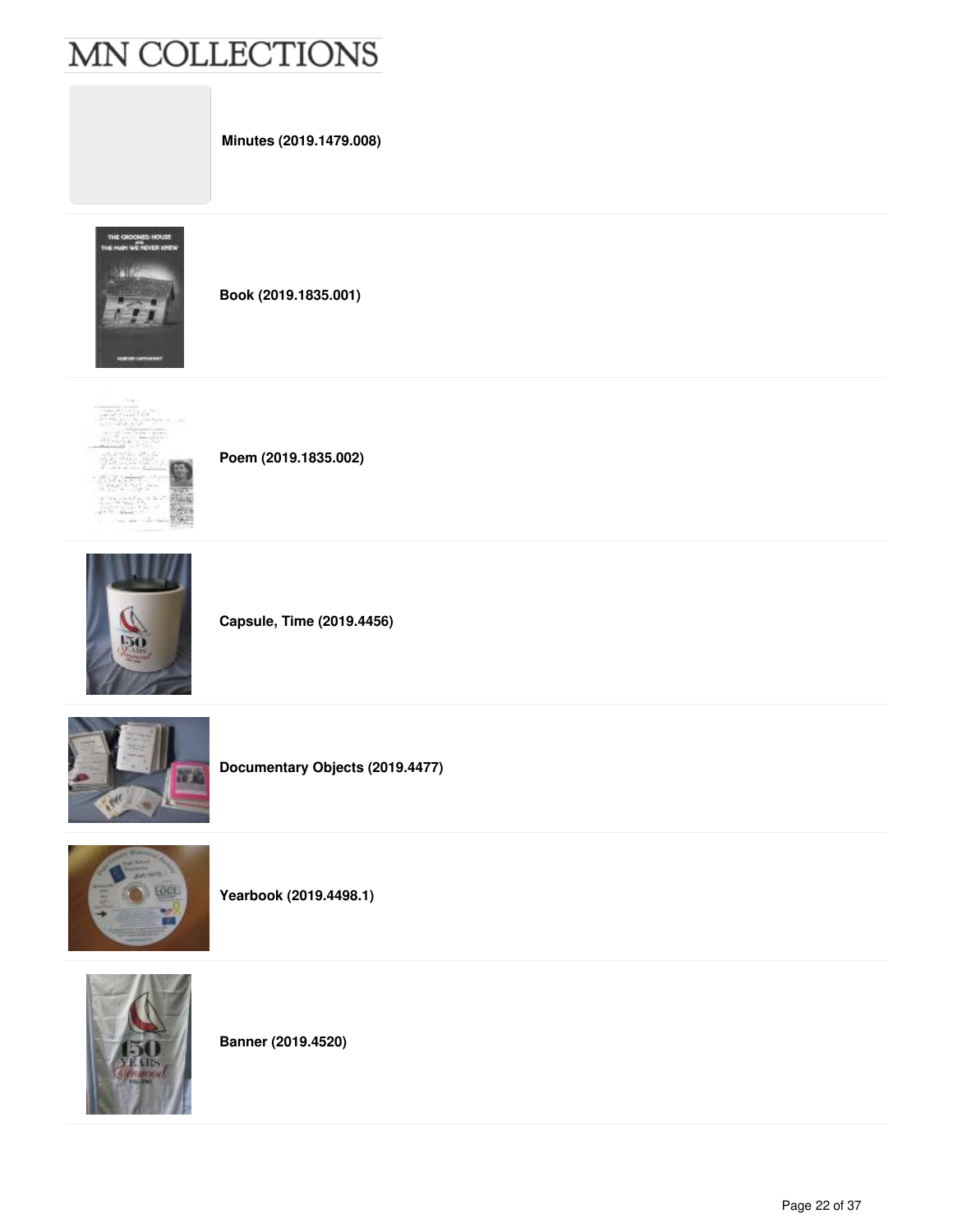**Minutes (2019.1479.008)**

**Book (2019.1835.001)**

**Poem (2019.1835.002)**

**Capsule, Time (2019.4456)**

**Documentary Objects (2019.4477)**

**Yearbook (2019.4498.1)**

**Banner (2019.4520)**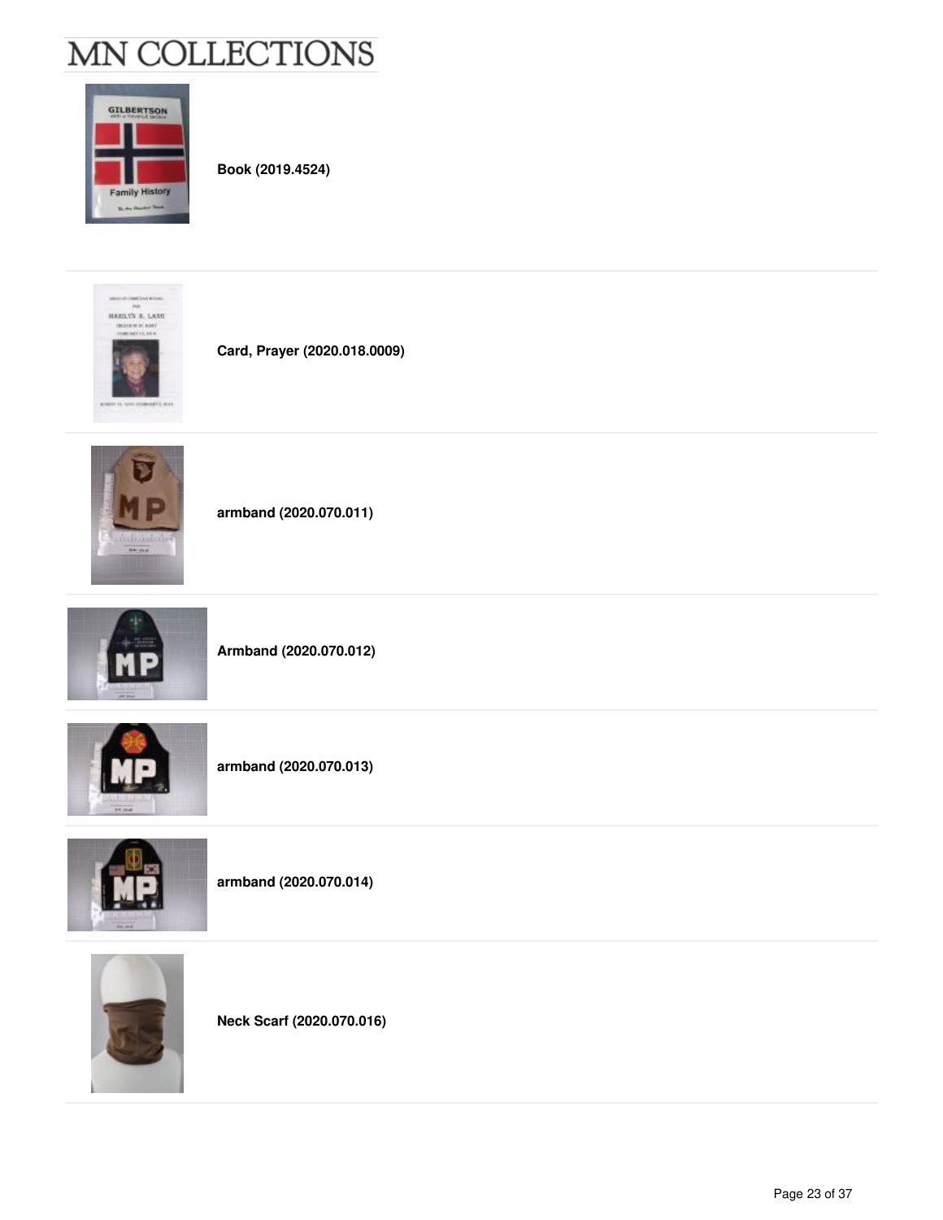**Book (2019.4524)**

**Card, Prayer (2020.018.0009)**

**armband (2020.070.011)**

**Armband (2020.070.012)**

**armband (2020.070.013)**

**armband (2020.070.014)**

**Neck Scarf (2020.070.016)**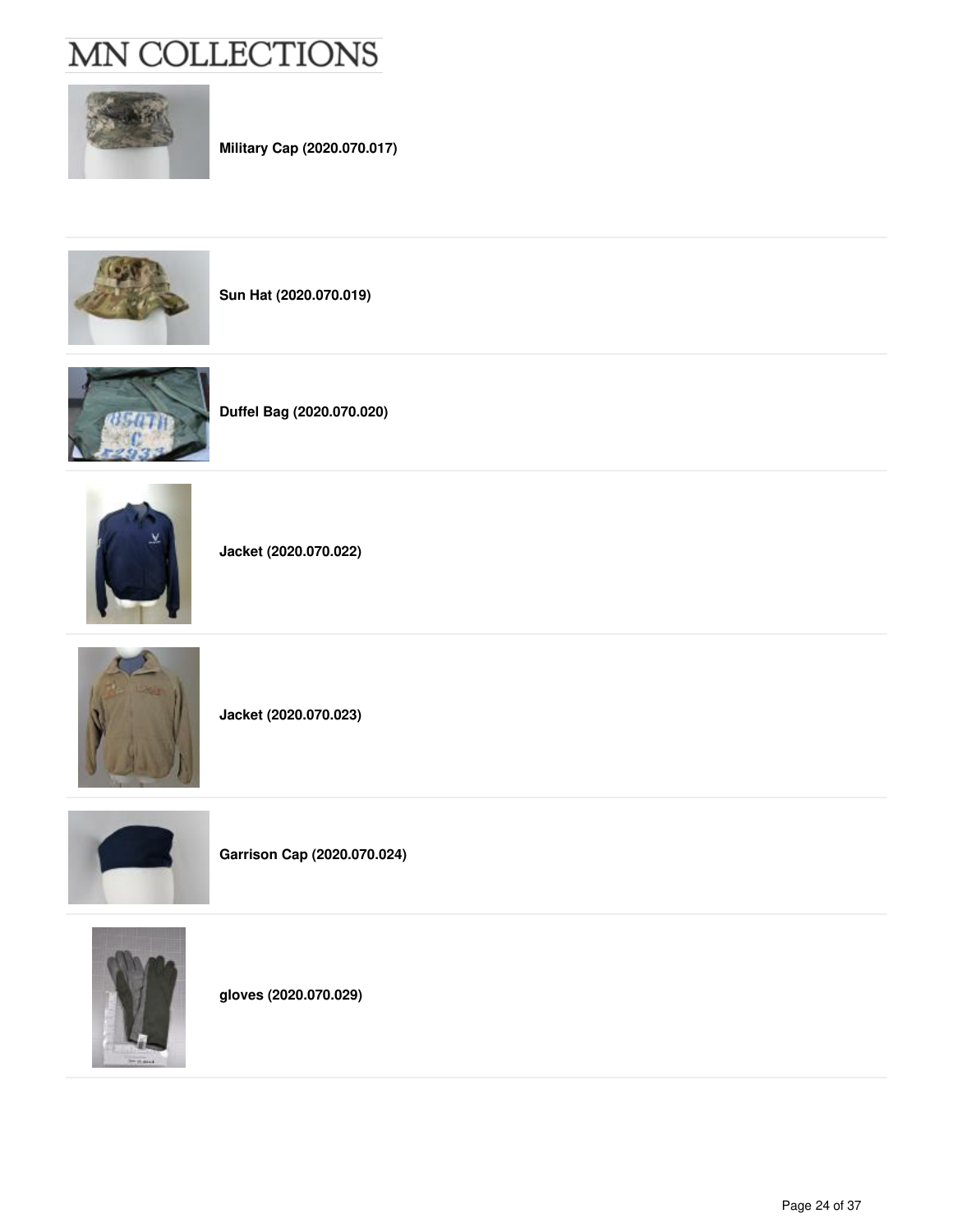**Military Cap (2020.070.017)**

**Sun Hat (2020.070.019)**

**Duffel Bag (2020.070.020)**

**Jacket (2020.070.022)**

**Jacket (2020.070.023)**

**Garrison Cap (2020.070.024)**

**gloves (2020.070.029)**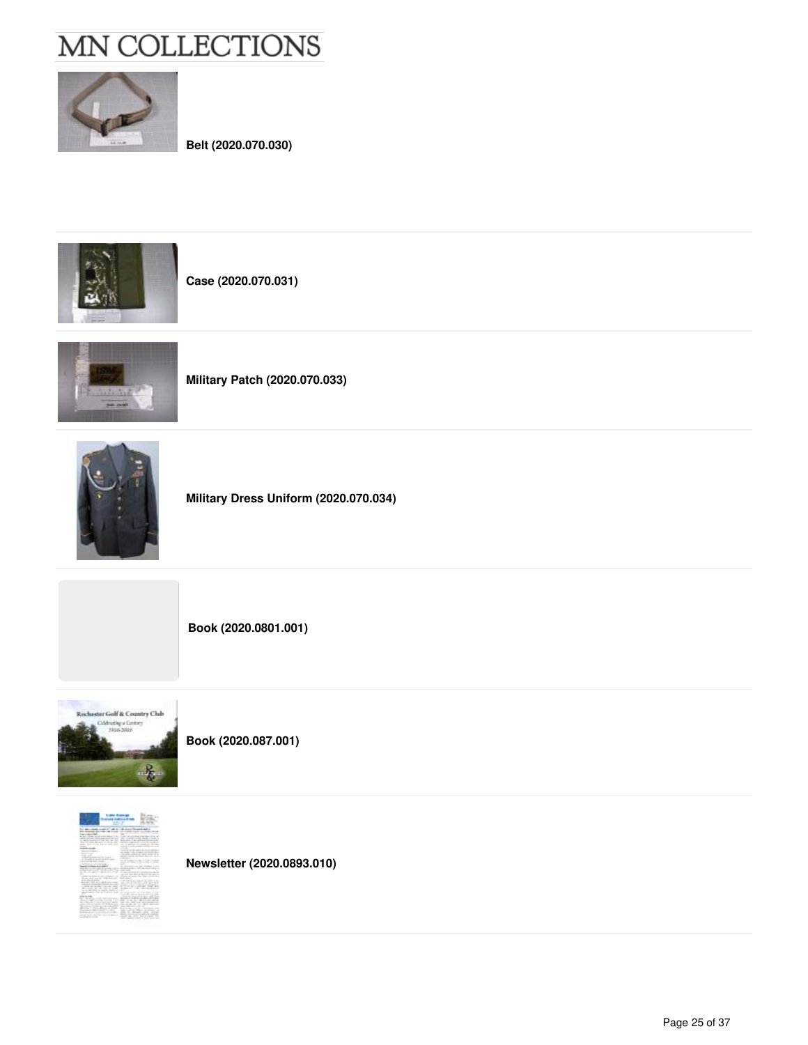**Belt (2020.070.030)**

**Case (2020.070.031)**

**Military Patch (2020.070.033)**

**Military Dress Uniform (2020.070.034)**

**Book (2020.0801.001)**

**Book (2020.087.001)**

**Newsletter (2020.0893.010)**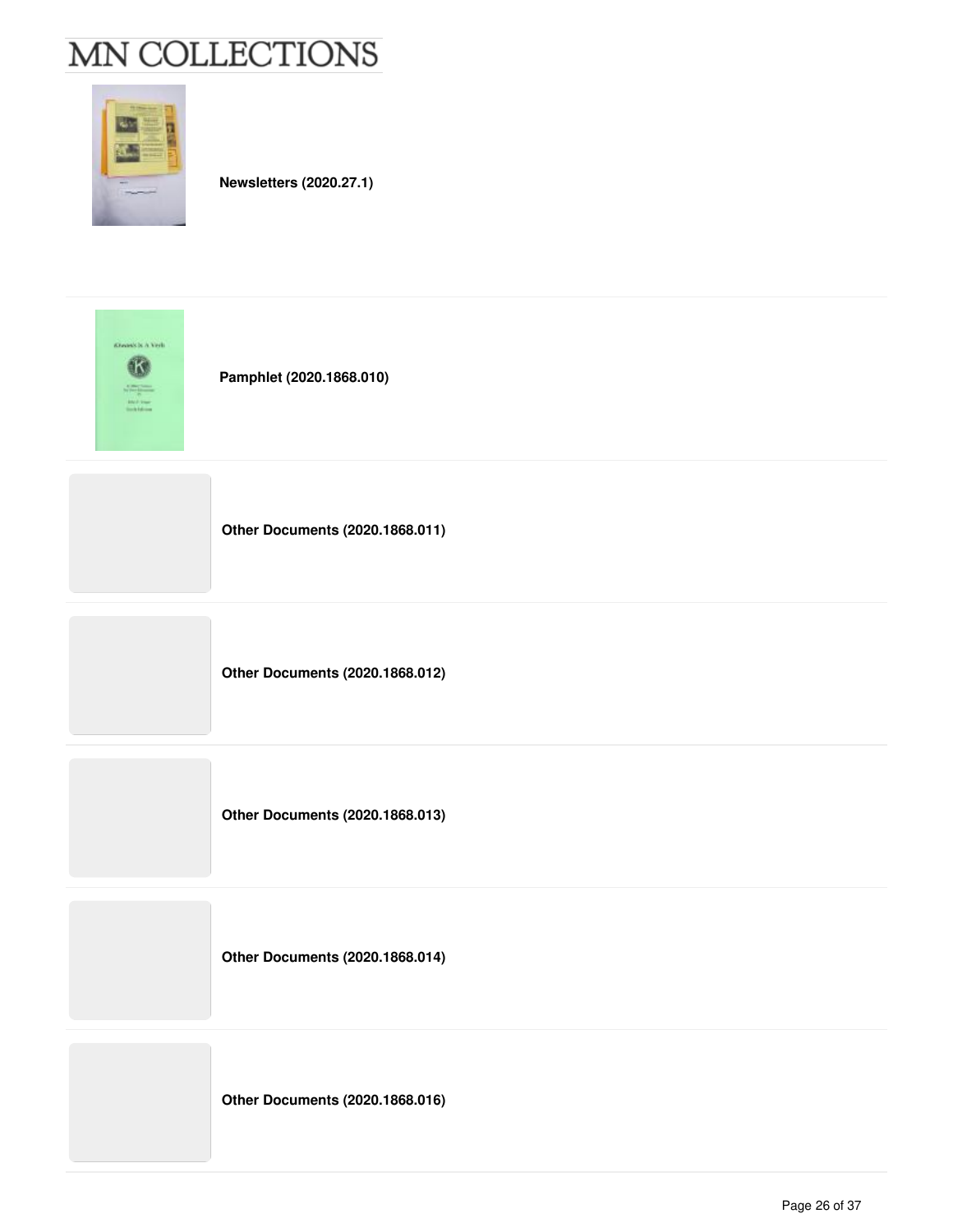**Newsletters (2020.27.1)**

**Pamphlet (2020.1868.010)**

**Other Documents (2020.1868.011)**

**Other Documents (2020.1868.012)**

**Other Documents (2020.1868.013)**

**Other Documents (2020.1868.014)**

**Other Documents (2020.1868.016)**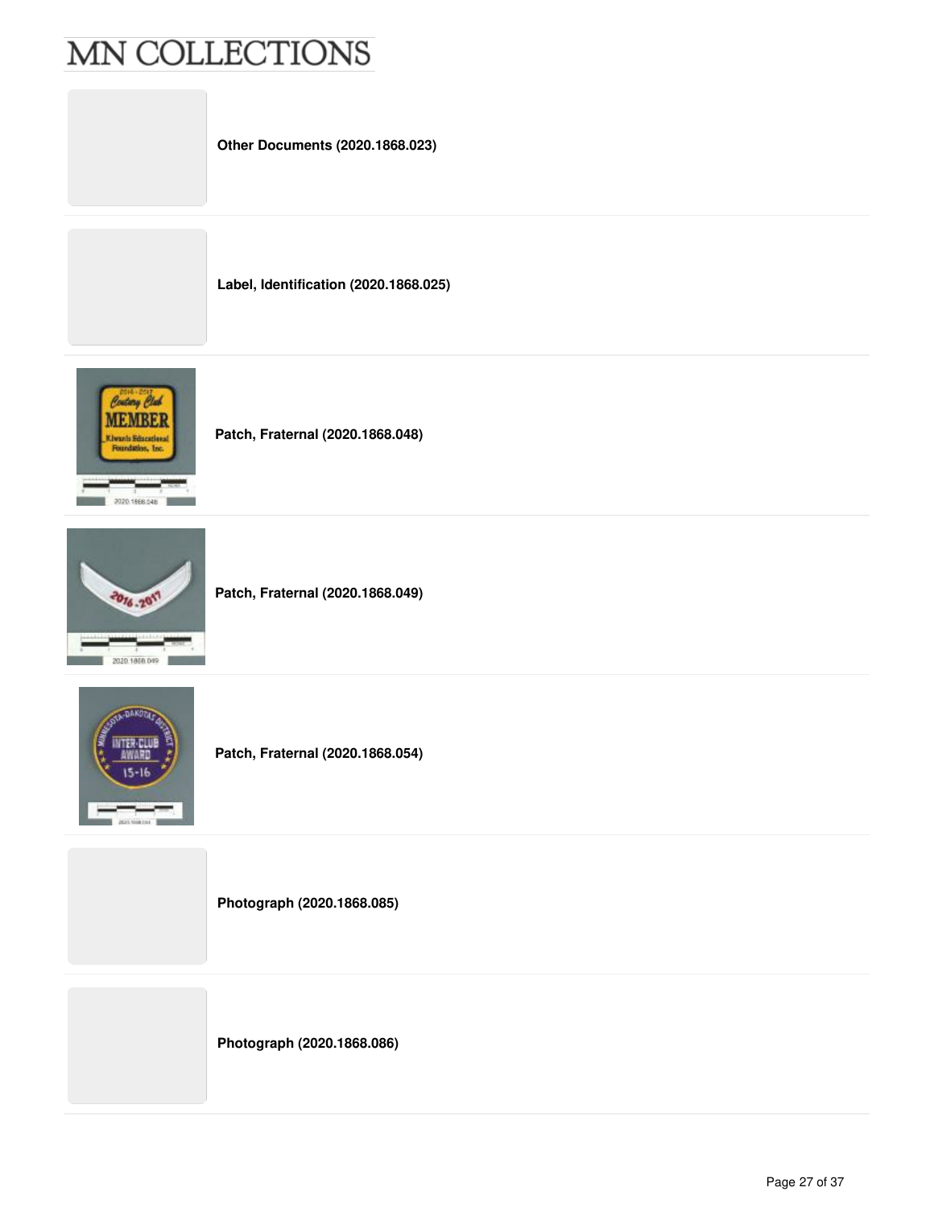**Other Documents (2020.1868.023)**

**Label, Identification (2020.1868.025)**

**Patch, Fraternal (2020.1868.048)**

**Patch, Fraternal (2020.1868.049)**

**Patch, Fraternal (2020.1868.054)**

**Photograph (2020.1868.085)**

**Photograph (2020.1868.086)**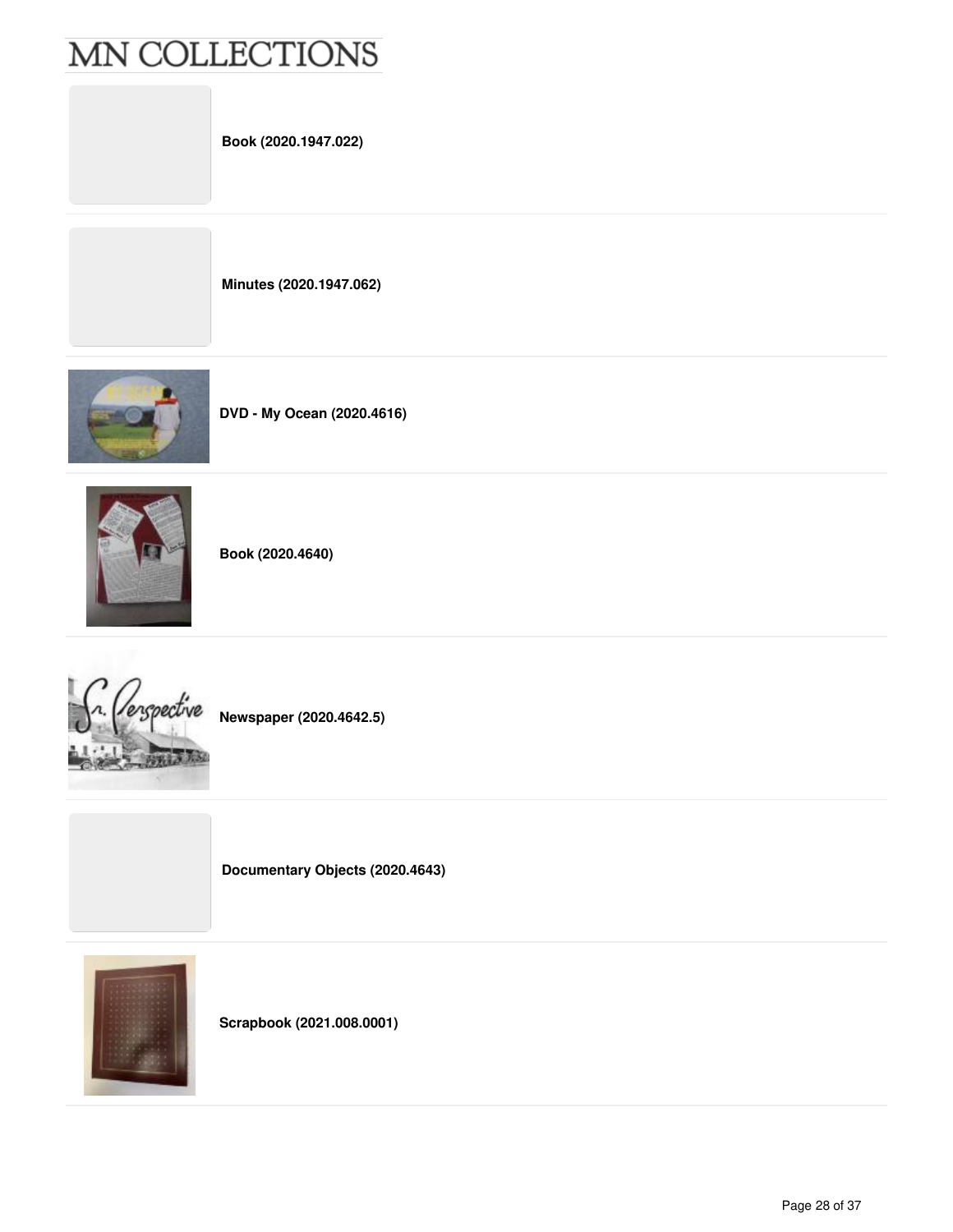**Book (2020.1947.022)**

**Minutes (2020.1947.062)**

**DVD - My Ocean (2020.4616)**

**Book (2020.4640)**

**Newspaper (2020.4642.5)**

**Documentary Objects (2020.4643)**

**Scrapbook (2021.008.0001)**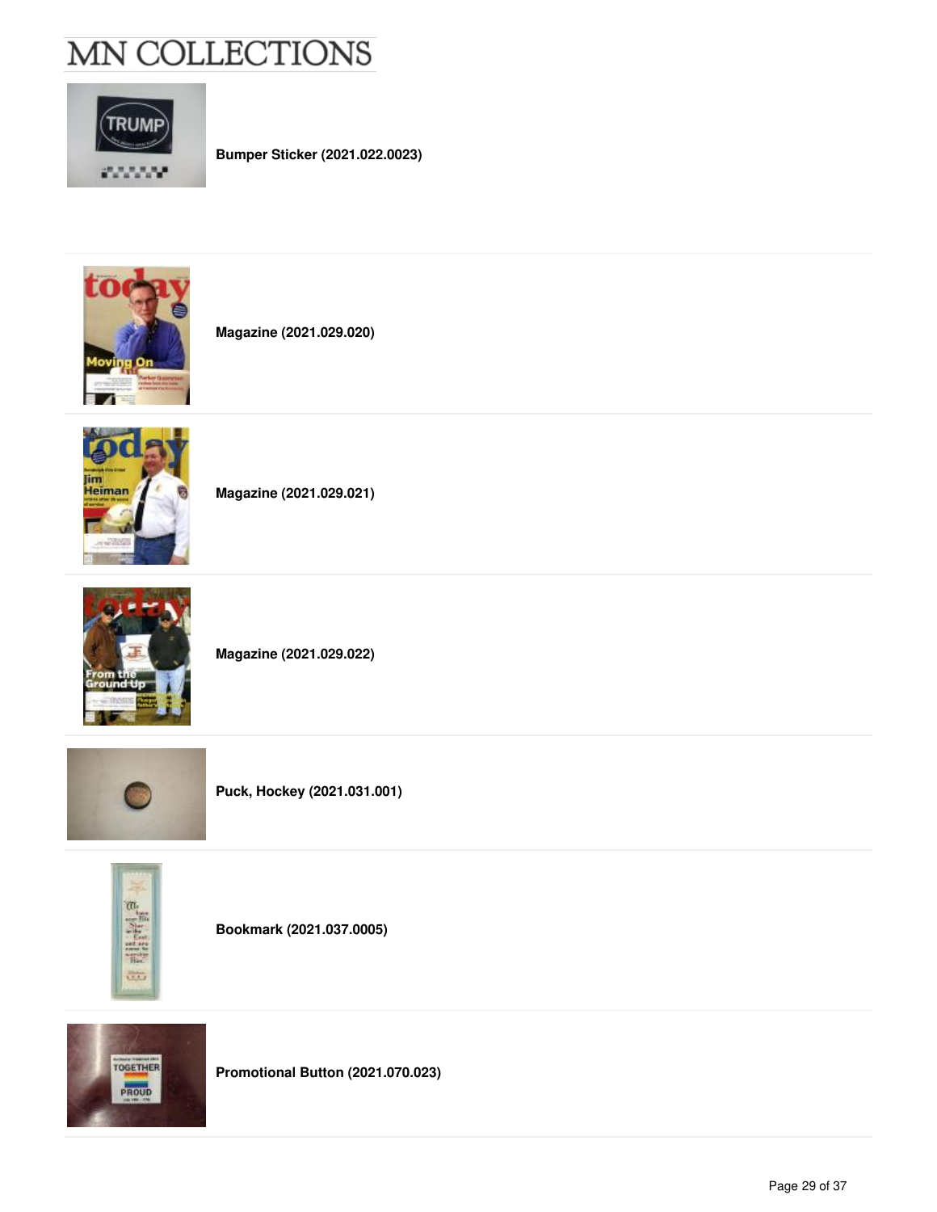**Bumper Sticker (2021.022.0023)**

**Magazine (2021.029.020)**

**Magazine (2021.029.021)**

**Magazine (2021.029.022)**

**Puck, Hockey (2021.031.001)**

**Bookmark (2021.037.0005)**

**Promotional Button (2021.070.023)**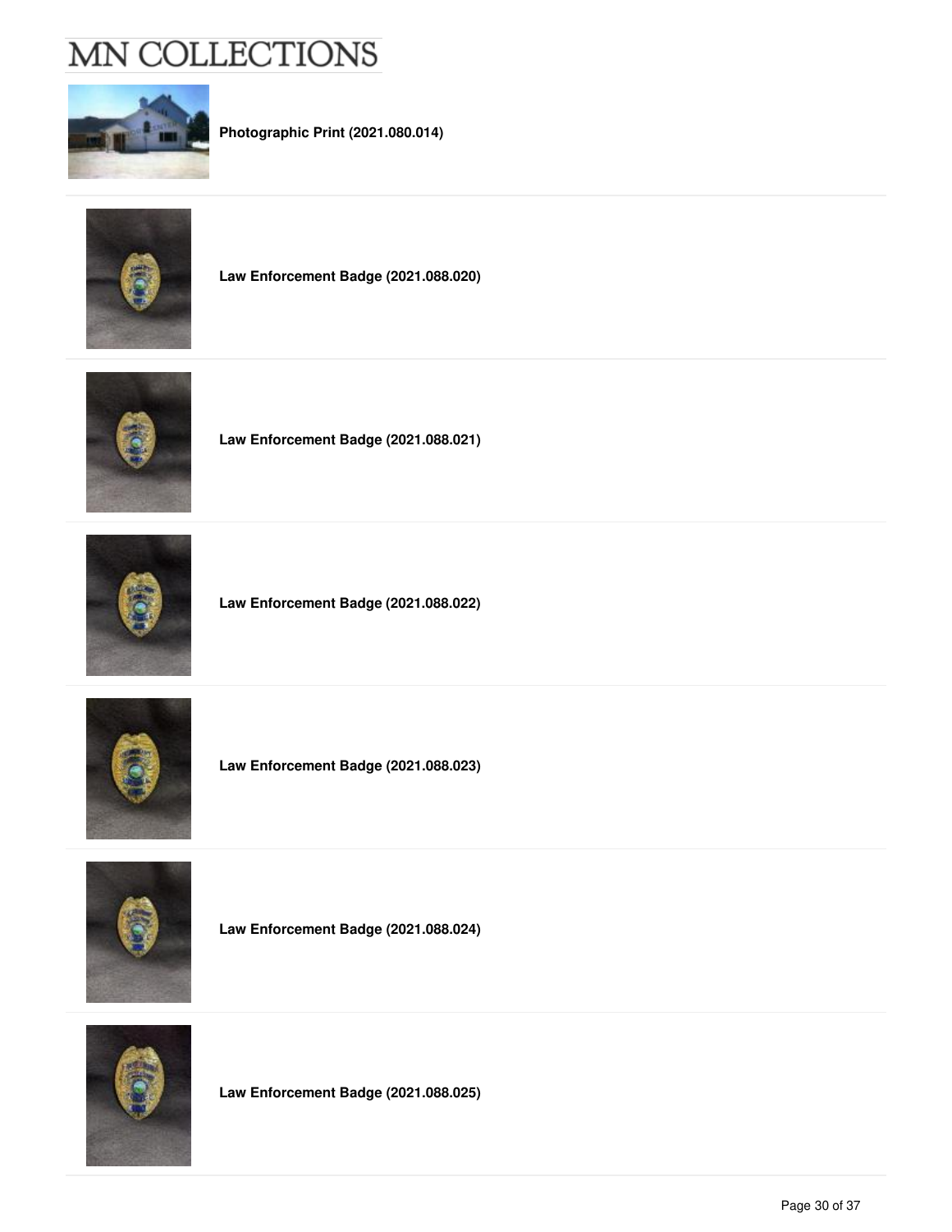**Photographic Print (2021.080.014)**

**Law Enforcement Badge (2021.088.020)**

**Law Enforcement Badge (2021.088.021)**

**Law Enforcement Badge (2021.088.022)**

**Law Enforcement Badge (2021.088.023)**

**Law Enforcement Badge (2021.088.024)**

**Law Enforcement Badge (2021.088.025)**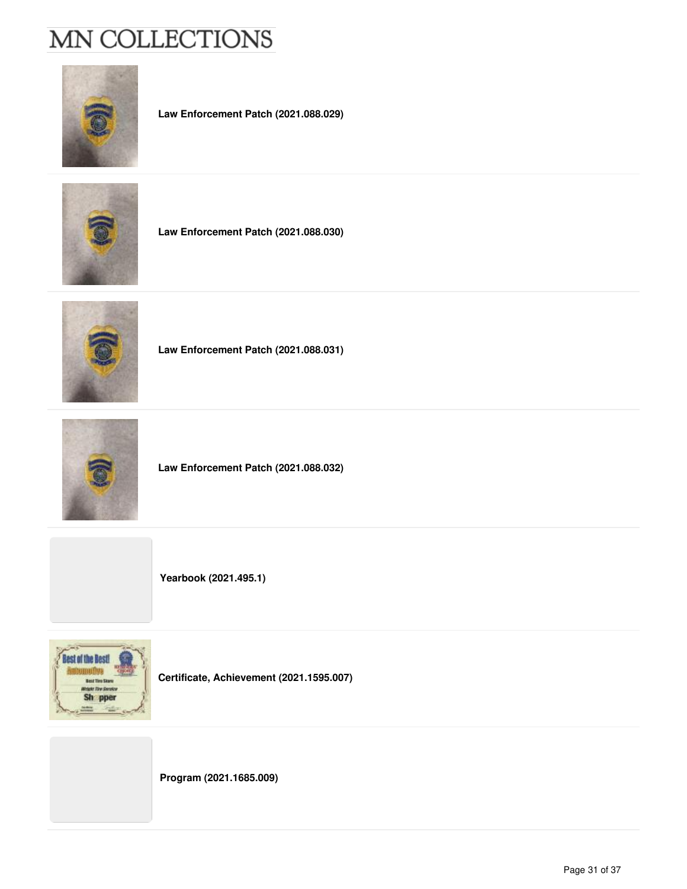**Law Enforcement Patch (2021.088.029)**

**Law Enforcement Patch (2021.088.030)**

**Law Enforcement Patch (2021.088.031)**

**Law Enforcement Patch (2021.088.032)**

**Yearbook (2021.495.1)**

**Certificate, Achievement (2021.1595.007)**

**Program (2021.1685.009)**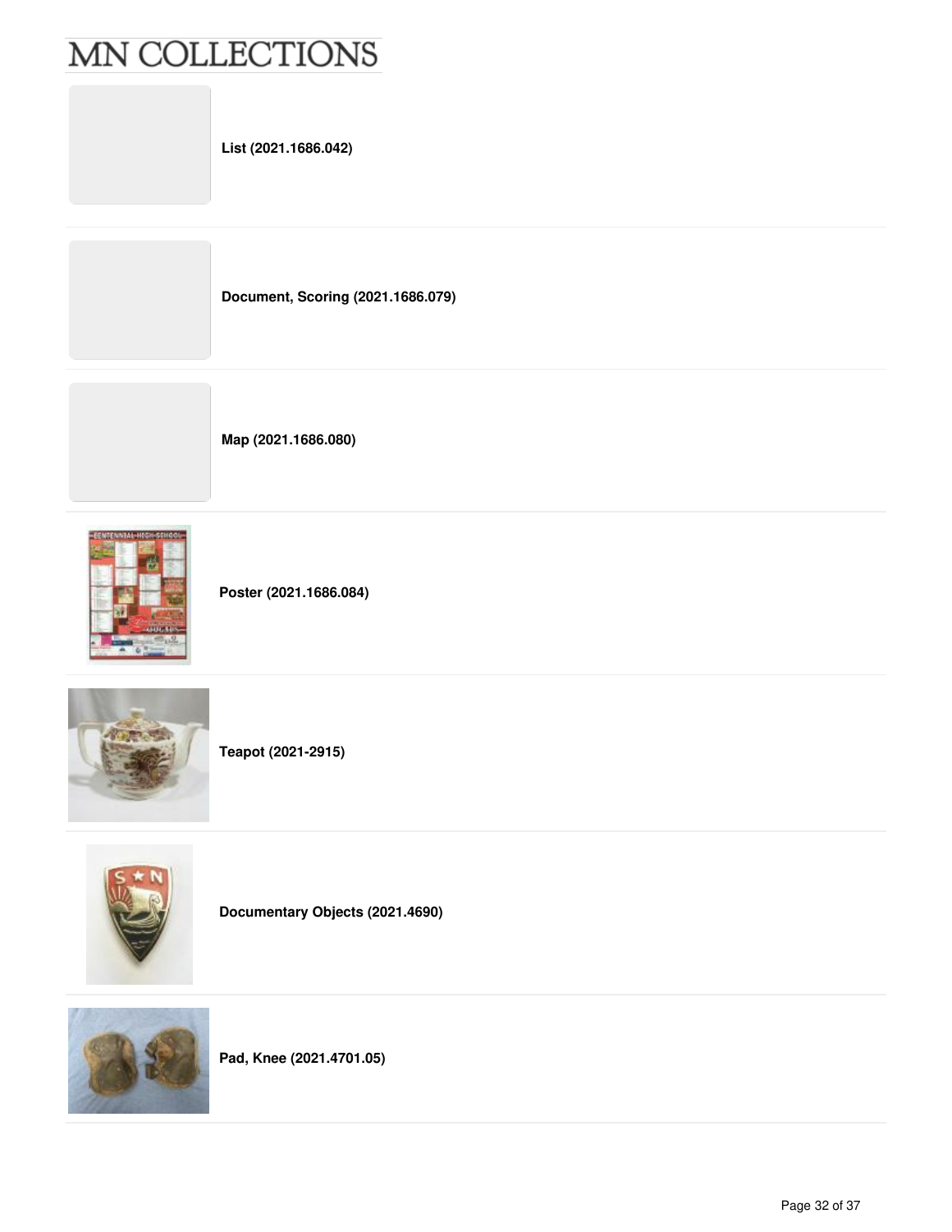List (2021.1686.042)

Document, Scoring (2021.1686.079)

Map (2021.1686.080)

Poster (2021.1686.084)

Teapot (2021-2915)

Documentary Objects (2021.4690)

Pad, Knee (2021.4701.05)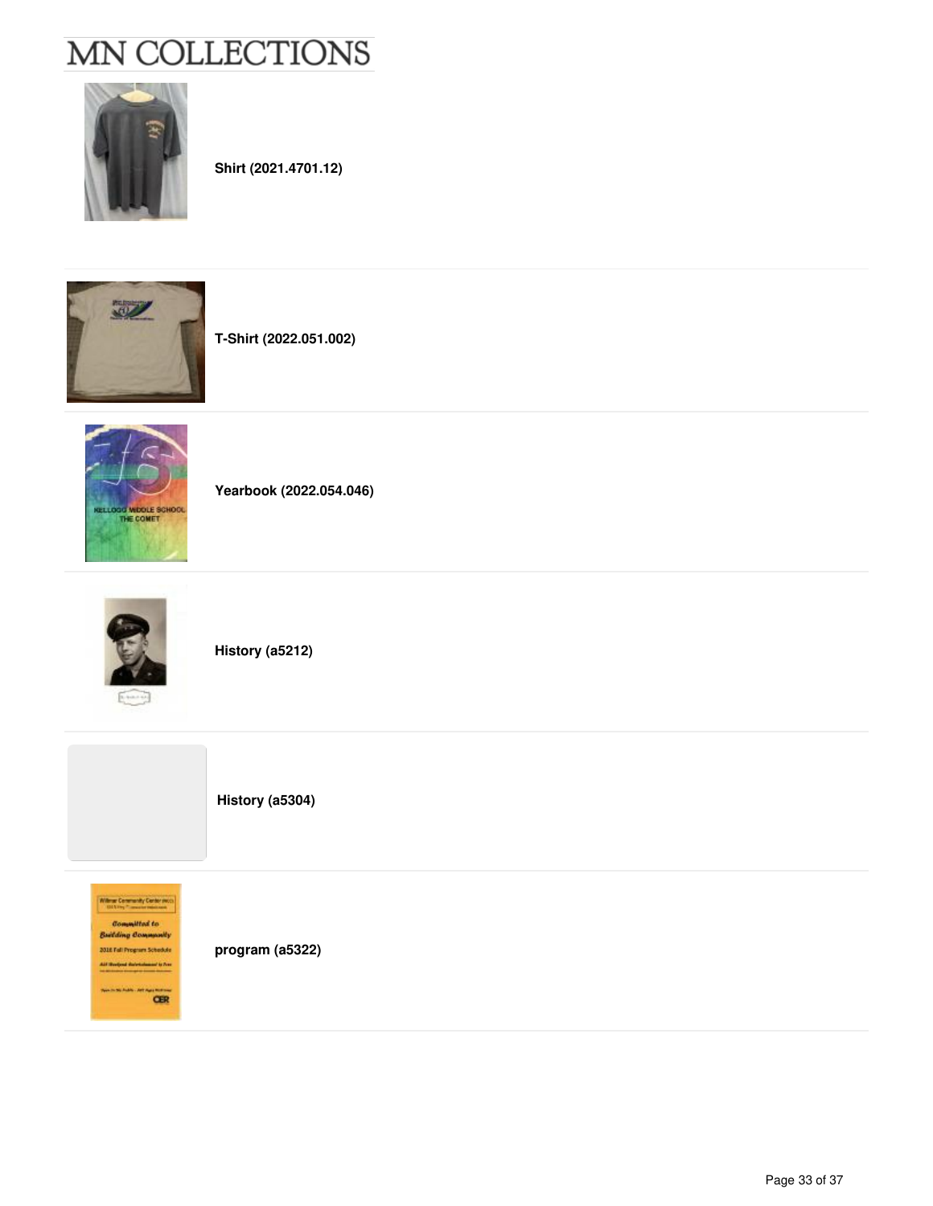**Shirt (2021.4701.12)**

**T-Shirt (2022.051.002)**

**Yearbook (2022.054.046)**

**History (a5212)**

**History (a5304)**

**program (a5322)**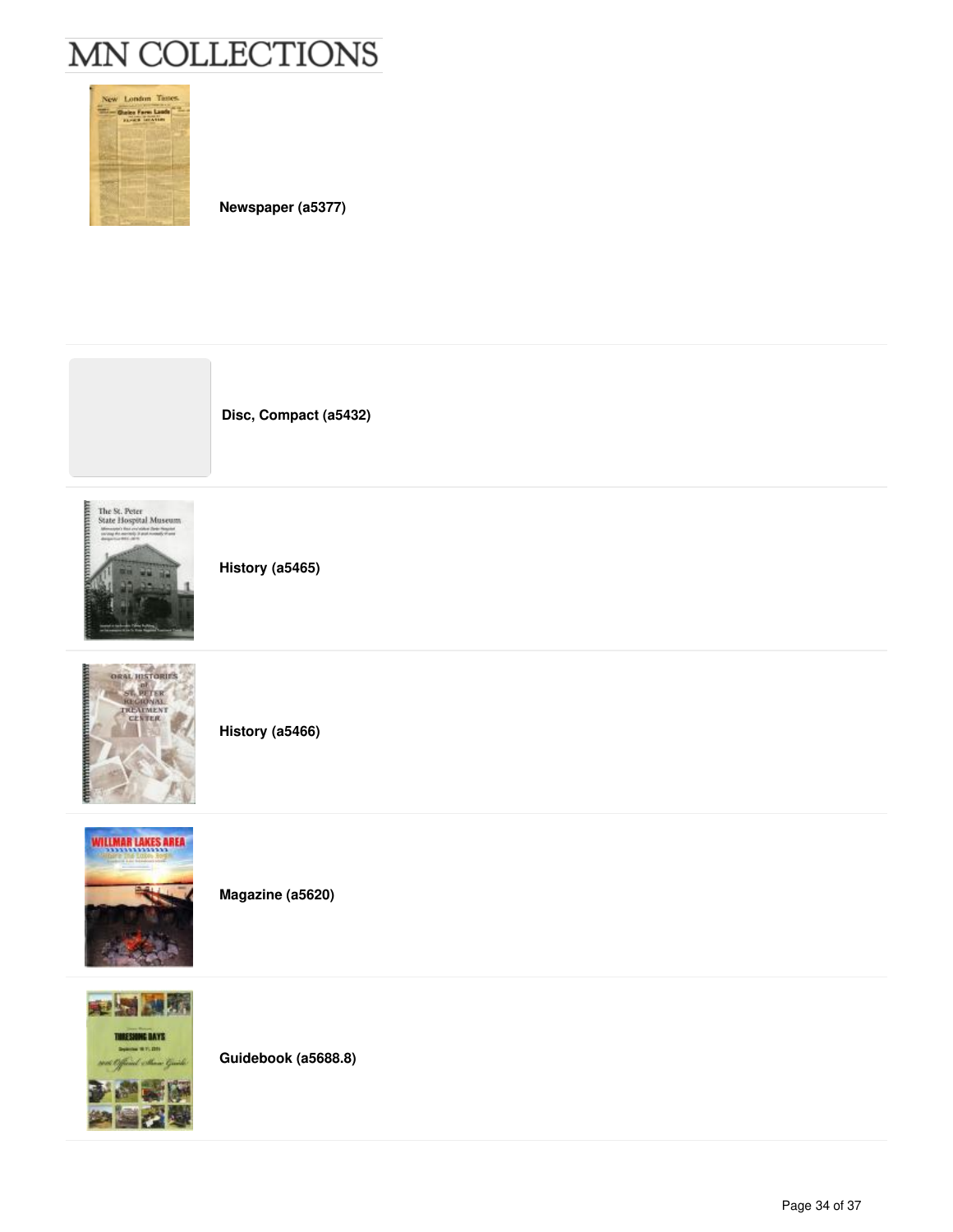**Newspaper (a5377)**

**Disc, Compact (a5432)**

**History (a5465)**

**History (a5466)**

**Magazine (a5620)**

**Guidebook (a5688.8)**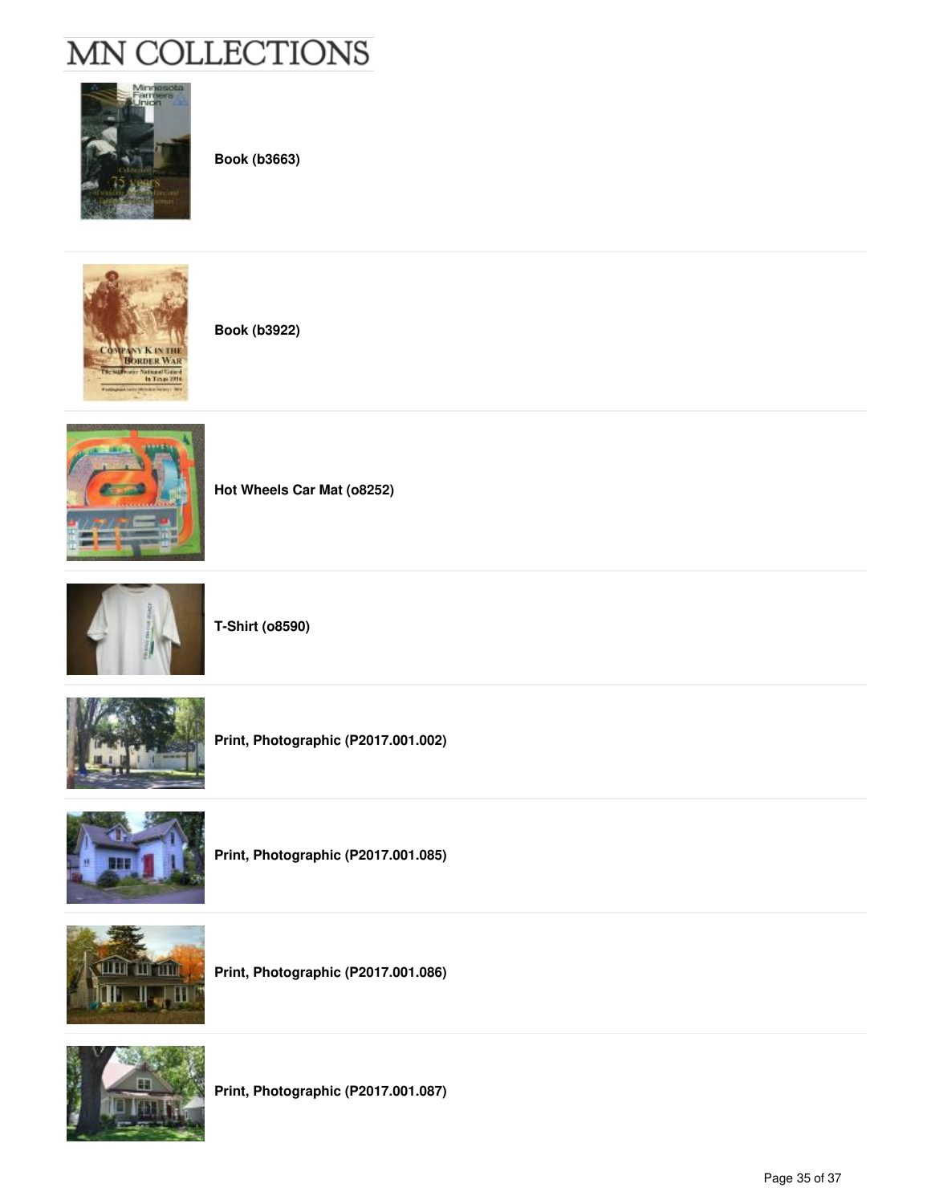# MN COLLECTIONS

**Book (b3663)**

**Book (b3922)**

**Hot Wheels Car Mat (o8252)**

**T-Shirt (o8590)**

**Print, Photographic (P2017.001.002)**

**Print, Photographic (P2017.001.085)**

**Print, Photographic (P2017.001.086)**

**Print, Photographic (P2017.001.087)**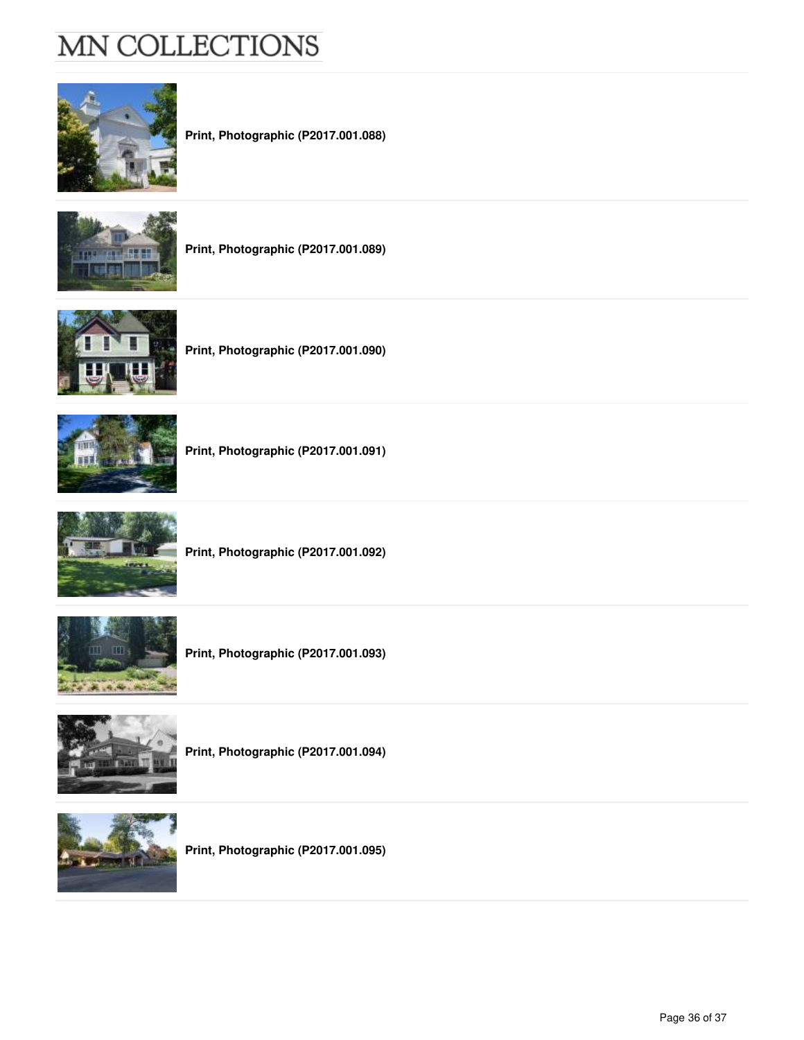**Print, Photographic (P2017.001.088)**

**Print, Photographic (P2017.001.089)**

**Print, Photographic (P2017.001.090)**

**Print, Photographic (P2017.001.091)**

**Print, Photographic (P2017.001.092)**

**Print, Photographic (P2017.001.093)**

**Print, Photographic (P2017.001.094)**

**Print, Photographic (P2017.001.095)**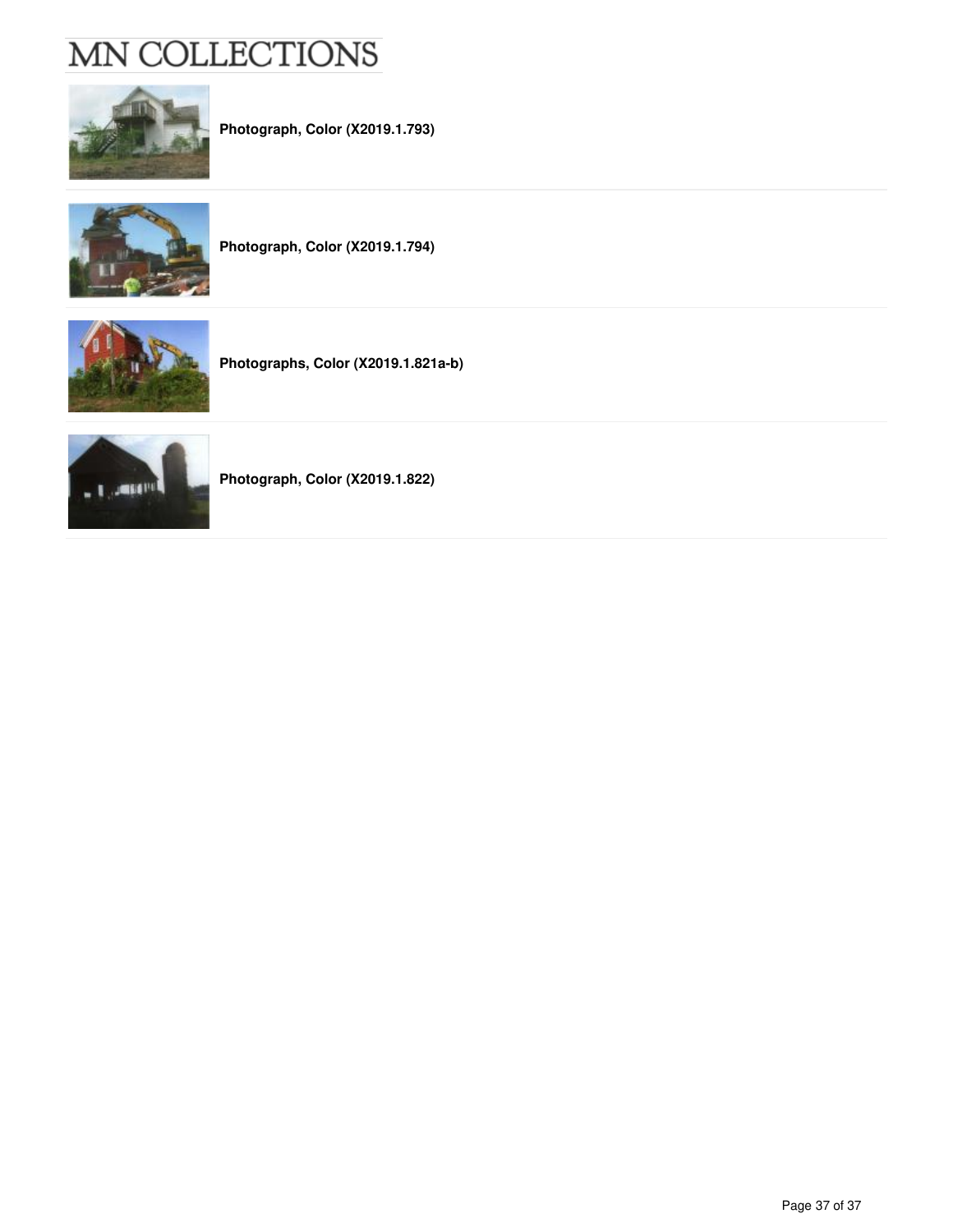**Photograph, Color (X2019.1.793)**

**Photograph, Color (X2019.1.794)**

**Photographs, Color (X2019.1.821a-b)**

**Photograph, Color (X2019.1.822)**